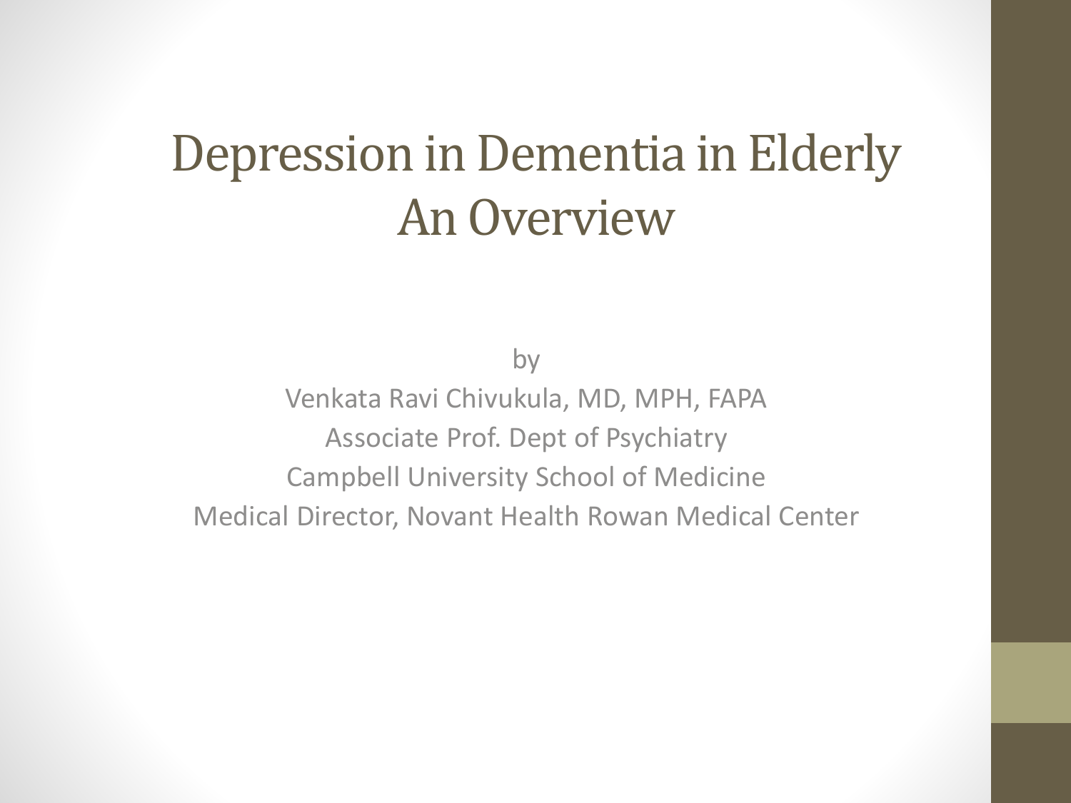# Depression in Dementia in Elderly
# An Overview

by

Venkata Ravi Chivukula, MD, MPH, FAPA

Associate Prof. Dept of Psychiatry

Campbell University School of Medicine

Medical Director, Novant Health Rowan Medical Center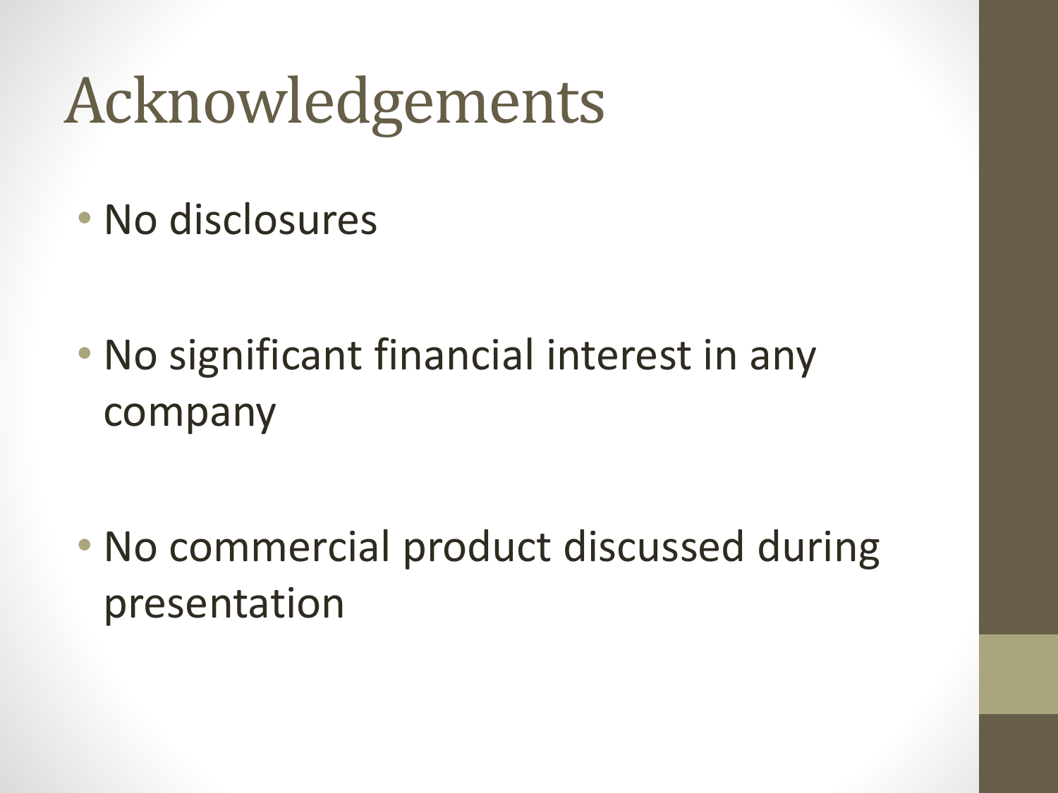# Acknowledgements

- No disclosures
- No significant financial interest in any company
- No commercial product discussed during presentation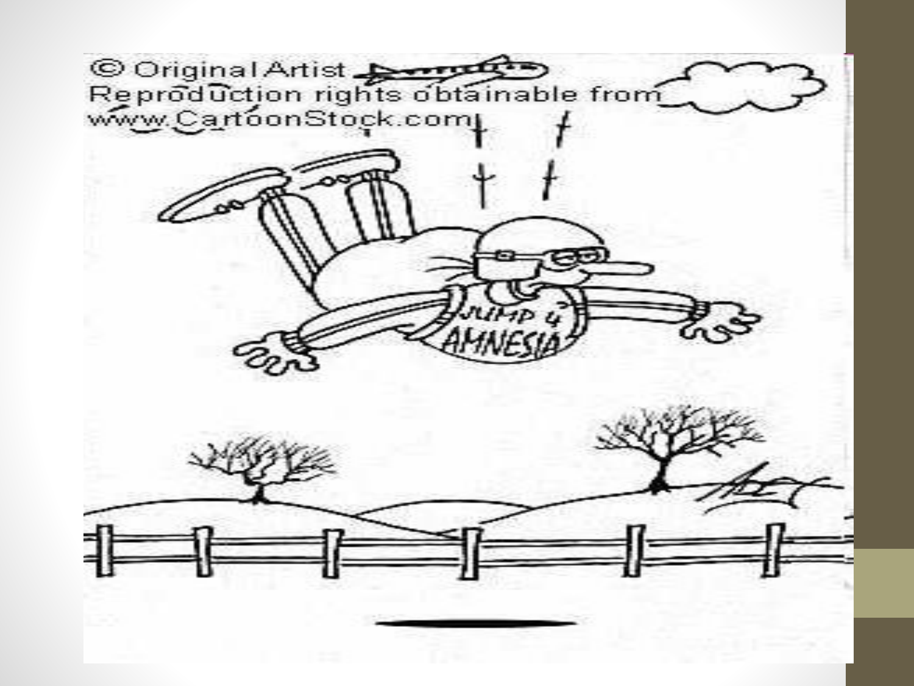© Original Artist
Reproduction rights obtainable from
www.CartoonStock.com

JUMP 4 AMNESIA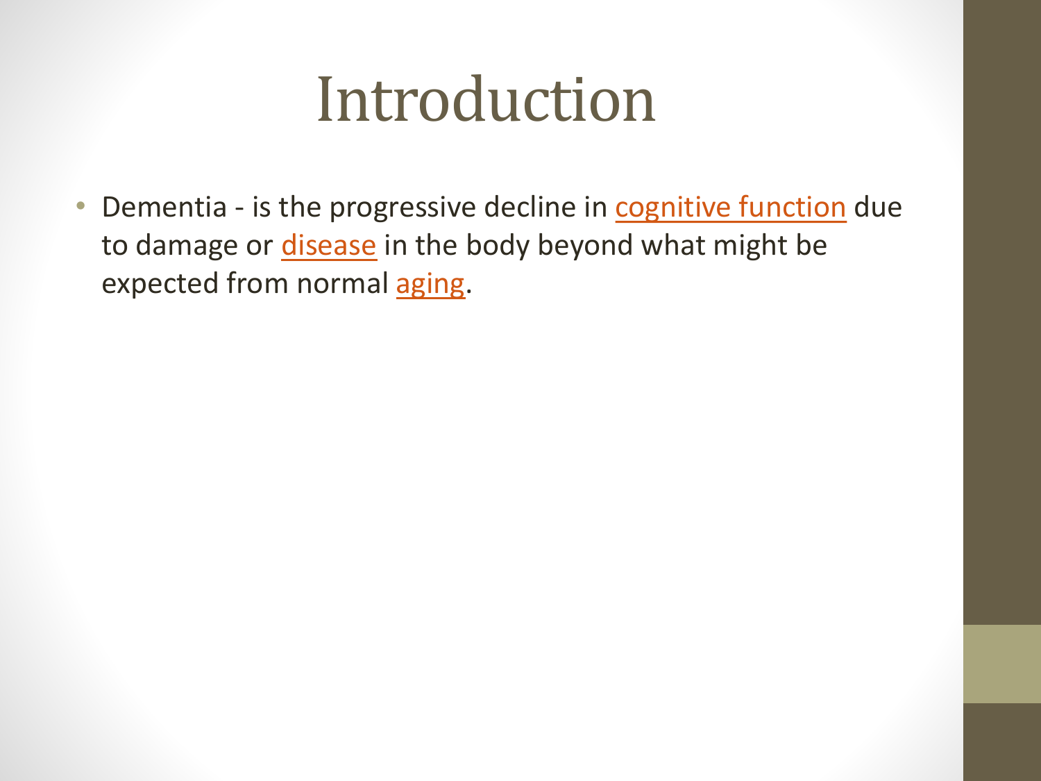# Introduction

- Dementia - is the progressive decline in cognitive function due to damage or disease in the body beyond what might be expected from normal aging.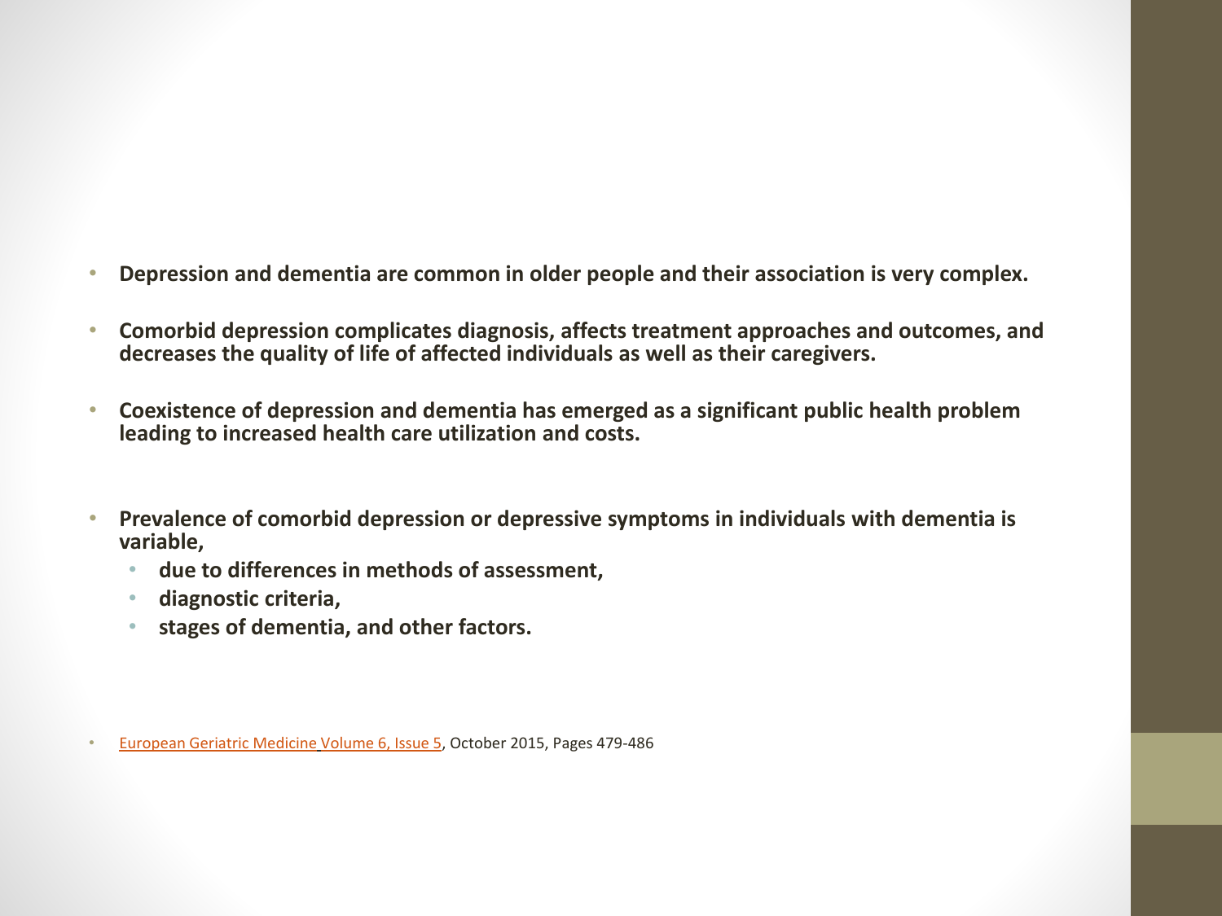- **Depression and dementia are common in older people and their association is very complex.**
- **Comorbid depression complicates diagnosis, affects treatment approaches and outcomes, and decreases the quality of life of affected individuals as well as their caregivers.**
- **Coexistence of depression and dementia has emerged as a significant public health problem leading to increased health care utilization and costs.**
- **Prevalence of comorbid depression or depressive symptoms in individuals with dementia is variable,**
  - **due to differences in methods of assessment,**
  - **diagnostic criteria,**
  - **stages of dementia, and other factors.**

- European Geriatric Medicine Volume 6, Issue 5, October 2015, Pages 479-486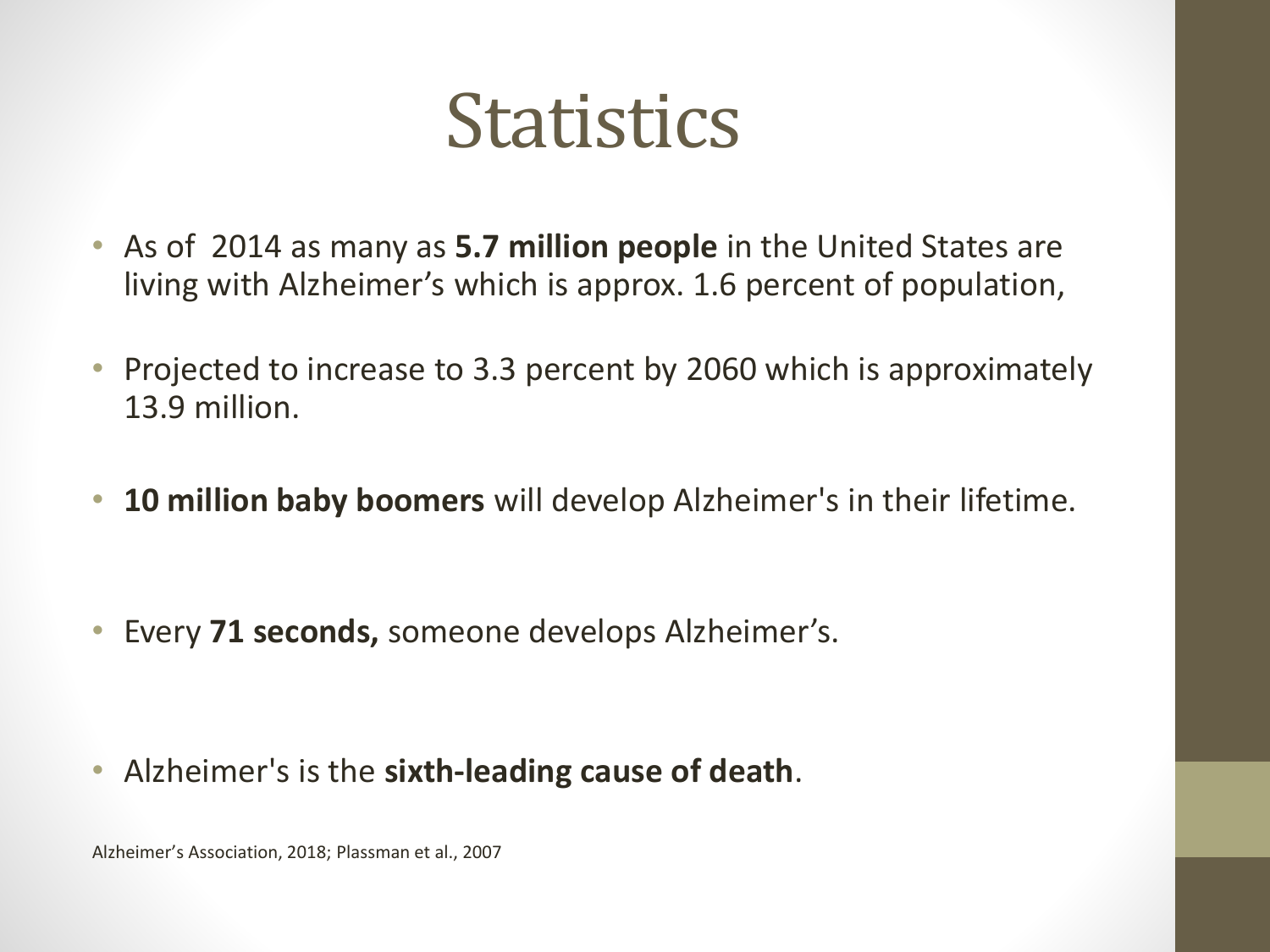# Statistics

- As of  2014 as many as **5.7 million people** in the United States are living with Alzheimer's which is approx. 1.6 percent of population,
- Projected to increase to 3.3 percent by 2060 which is approximately 13.9 million.
- **10 million baby boomers** will develop Alzheimer's in their lifetime.
- Every **71 seconds,** someone develops Alzheimer's.
- Alzheimer's is the **sixth-leading cause of death**.

Alzheimer's Association, 2018; Plassman et al., 2007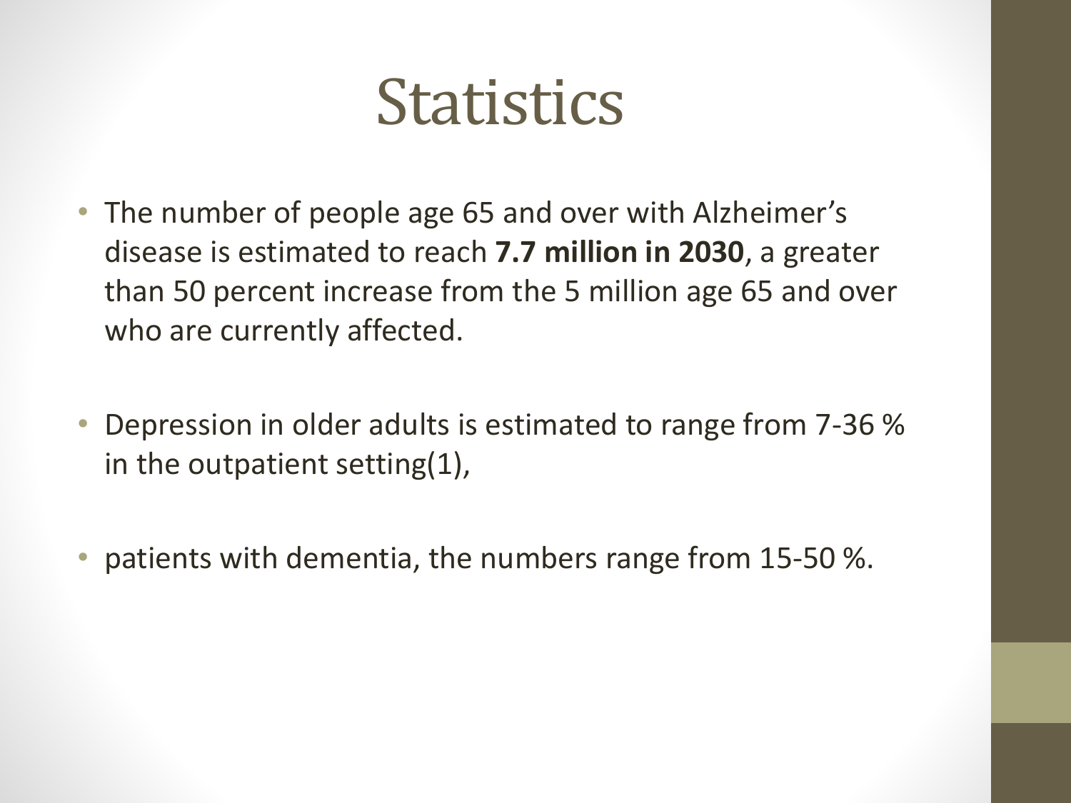# Statistics

- The number of people age 65 and over with Alzheimer's disease is estimated to reach **7.7 million in 2030**, a greater than 50 percent increase from the 5 million age 65 and over who are currently affected.
- Depression in older adults is estimated to range from 7-36 % in the outpatient setting(1),
- patients with dementia, the numbers range from 15-50 %.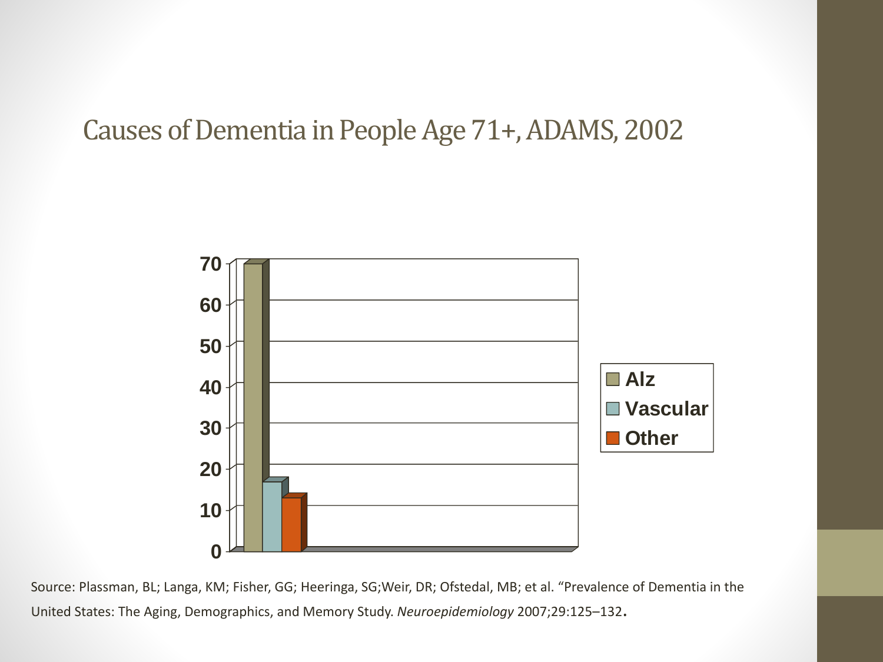# Causes of Dementia in People Age 71+, ADAMS, 2002

| | Alz | Vascular | Other |
|---|---|---|---|
| % | 70 | 17 | 13 |

Source: Plassman, BL; Langa, KM; Fisher, GG; Heeringa, SG;Weir, DR; Ofstedal, MB; et al. "Prevalence of Dementia in the United States: The Aging, Demographics, and Memory Study. *Neuroepidemiology* 2007;29:125–132.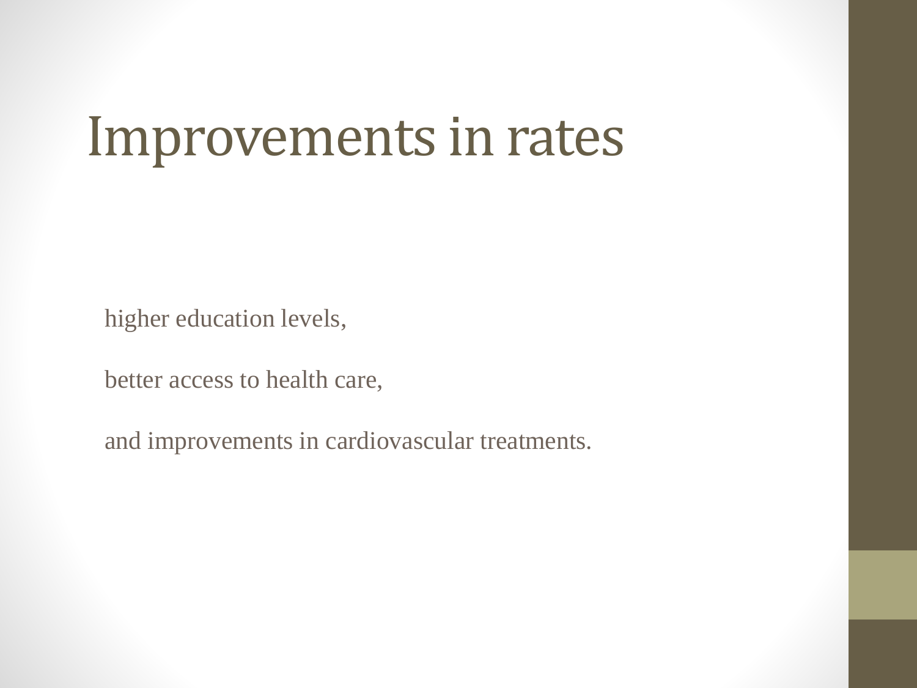# Improvements in rates

higher education levels,

better access to health care,

and improvements in cardiovascular treatments.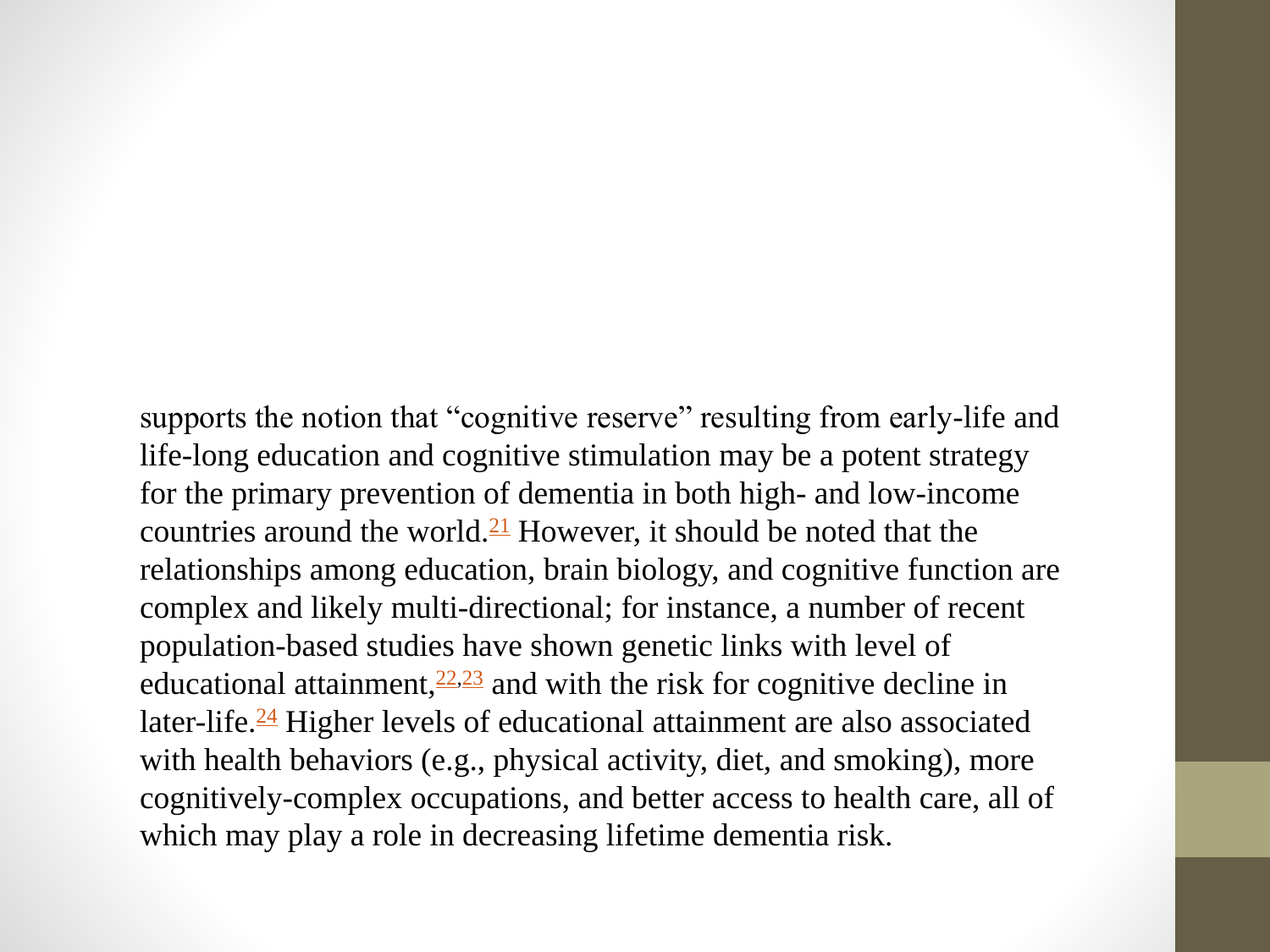supports the notion that "cognitive reserve" resulting from early-life and life-long education and cognitive stimulation may be a potent strategy for the primary prevention of dementia in both high- and low-income countries around the world.[21] However, it should be noted that the relationships among education, brain biology, and cognitive function are complex and likely multi-directional; for instance, a number of recent population-based studies have shown genetic links with level of educational attainment,[22,23] and with the risk for cognitive decline in later-life.[24] Higher levels of educational attainment are also associated with health behaviors (e.g., physical activity, diet, and smoking), more cognitively-complex occupations, and better access to health care, all of which may play a role in decreasing lifetime dementia risk.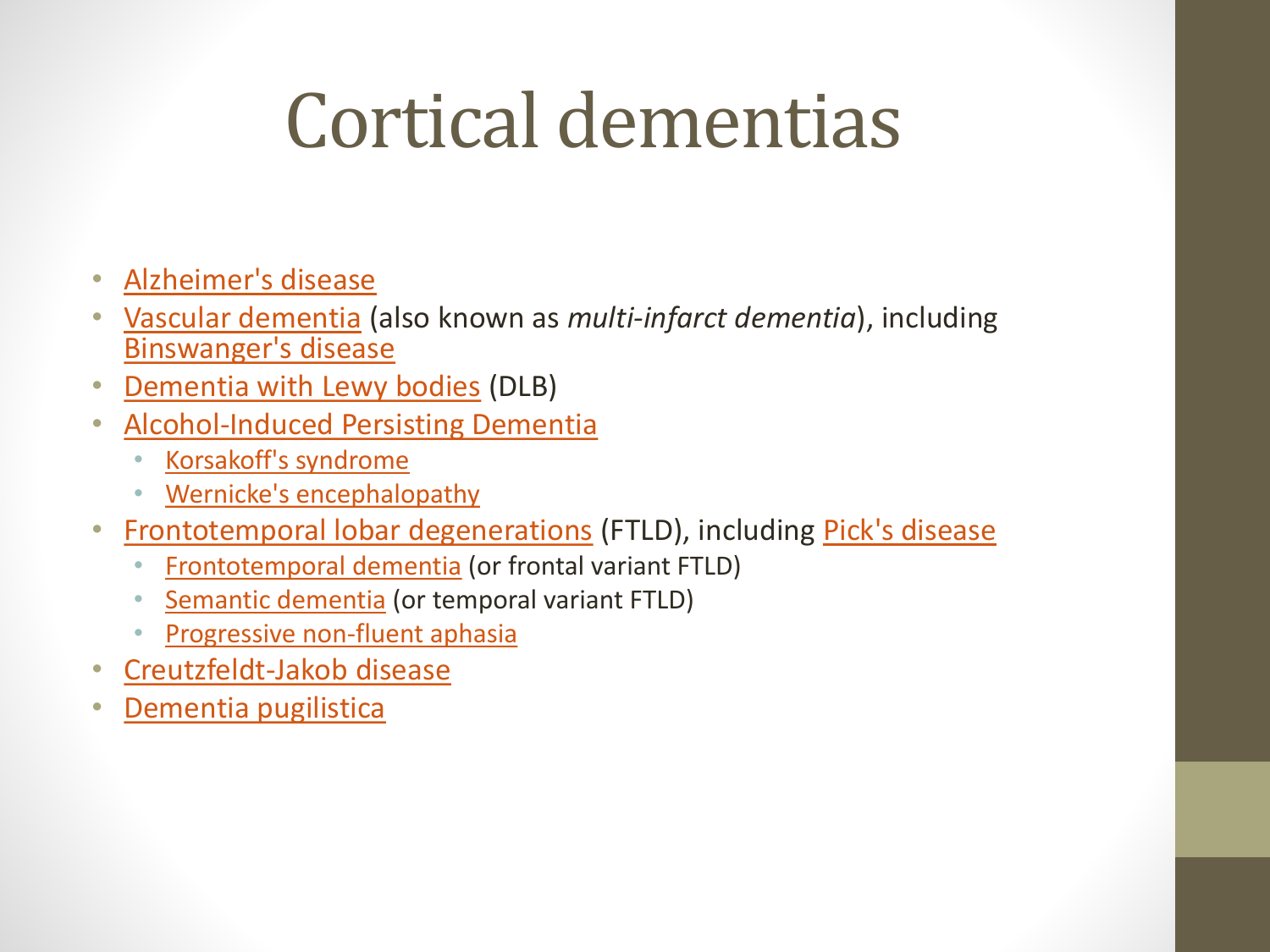# Cortical dementias

- Alzheimer's disease
- Vascular dementia (also known as *multi-infarct dementia*), including Binswanger's disease
- Dementia with Lewy bodies (DLB)
- Alcohol-Induced Persisting Dementia
  - Korsakoff's syndrome
  - Wernicke's encephalopathy
- Frontotemporal lobar degenerations (FTLD), including Pick's disease
  - Frontotemporal dementia (or frontal variant FTLD)
  - Semantic dementia (or temporal variant FTLD)
  - Progressive non-fluent aphasia
- Creutzfeldt-Jakob disease
- Dementia pugilistica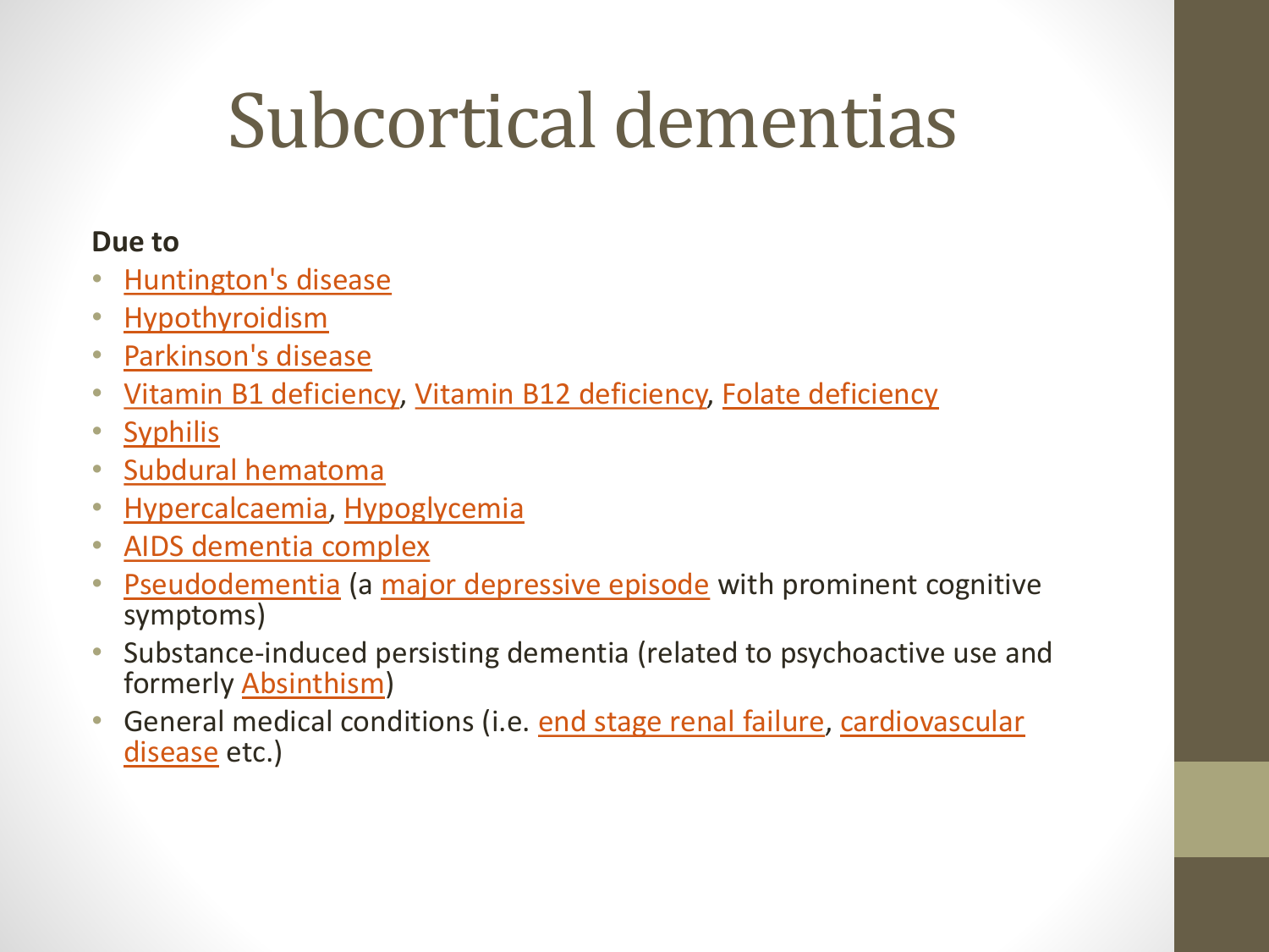# Subcortical dementias

**Due to**

- Huntington's disease
- Hypothyroidism
- Parkinson's disease
- Vitamin B1 deficiency, Vitamin B12 deficiency, Folate deficiency
- Syphilis
- Subdural hematoma
- Hypercalcaemia, Hypoglycemia
- AIDS dementia complex
- Pseudodementia (a major depressive episode with prominent cognitive symptoms)
- Substance-induced persisting dementia (related to psychoactive use and formerly Absinthism)
- General medical conditions (i.e. end stage renal failure, cardiovascular disease etc.)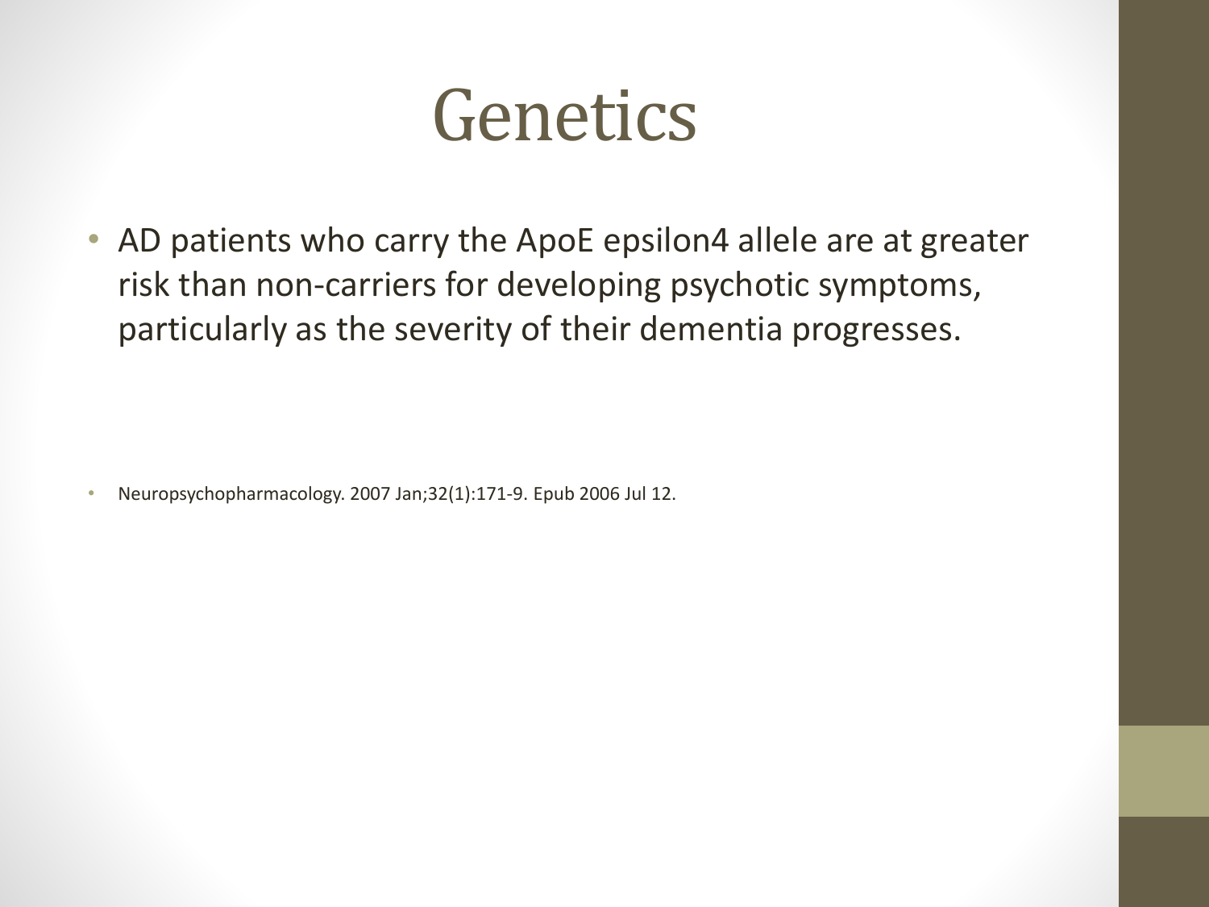# Genetics

- AD patients who carry the ApoE epsilon4 allele are at greater risk than non-carriers for developing psychotic symptoms, particularly as the severity of their dementia progresses.

- Neuropsychopharmacology. 2007 Jan;32(1):171-9. Epub 2006 Jul 12.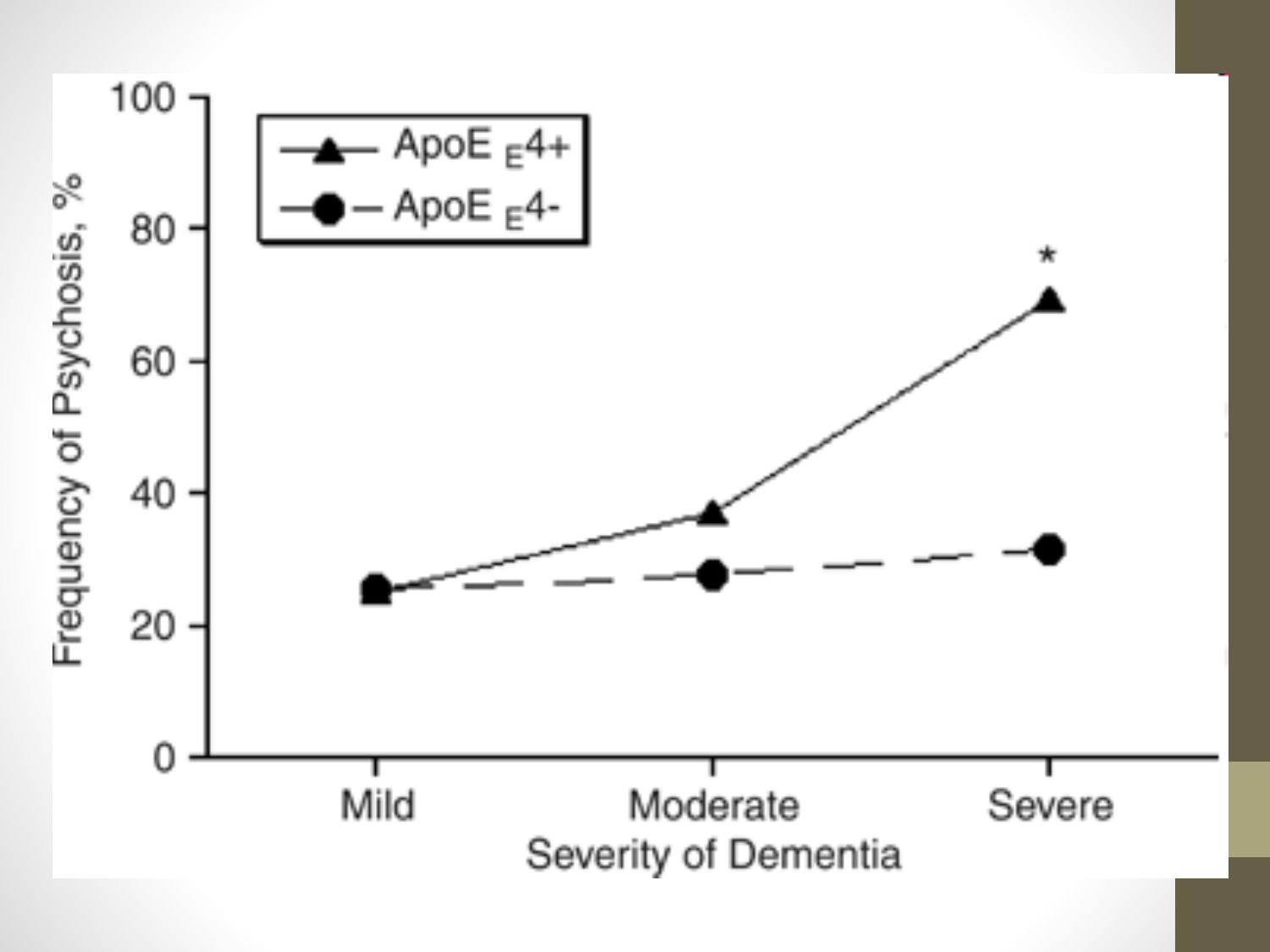Frequency of Psychosis, %

- ApoE $_E$4+
- ApoE $_E$4-

*

Mild, Moderate, Severe

Severity of Dementia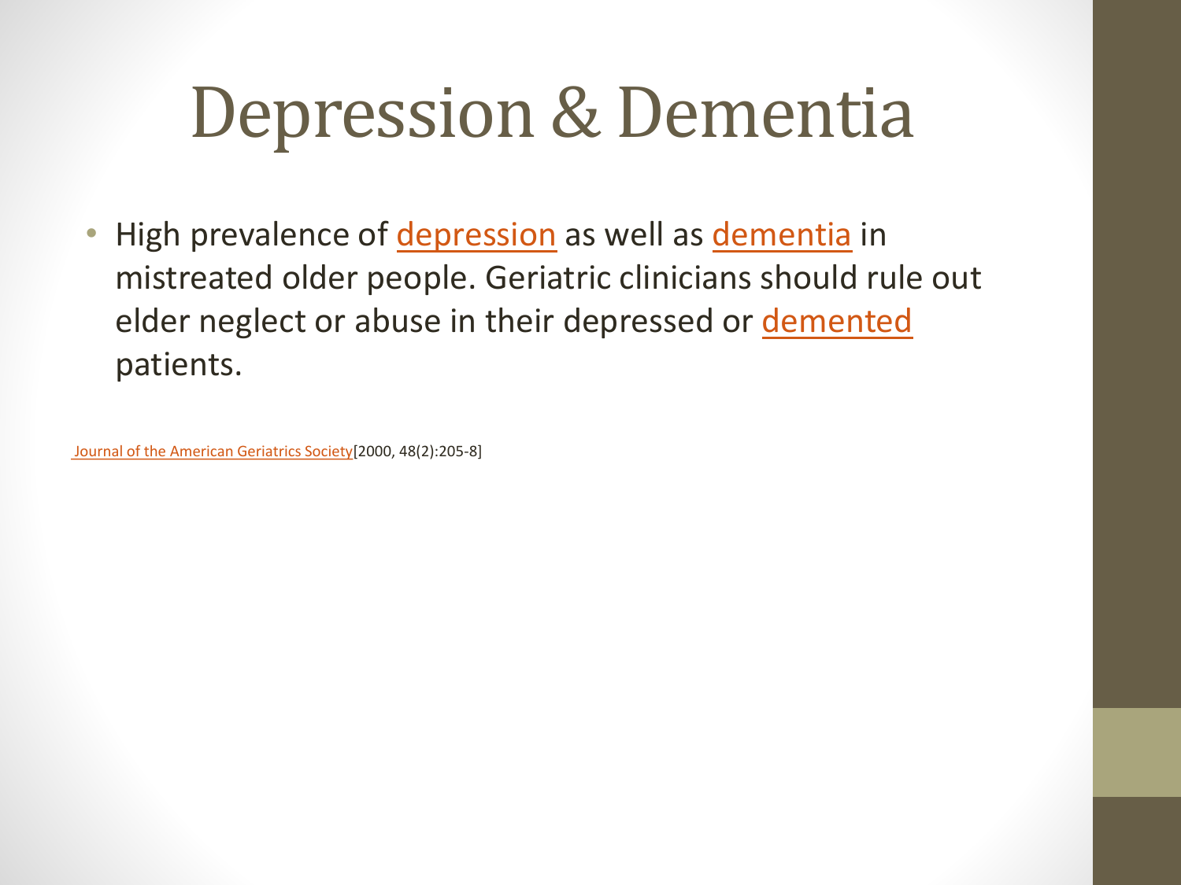# Depression & Dementia

- High prevalence of depression as well as dementia in mistreated older people. Geriatric clinicians should rule out elder neglect or abuse in their depressed or demented patients.

Journal of the American Geriatrics Society[2000, 48(2):205-8]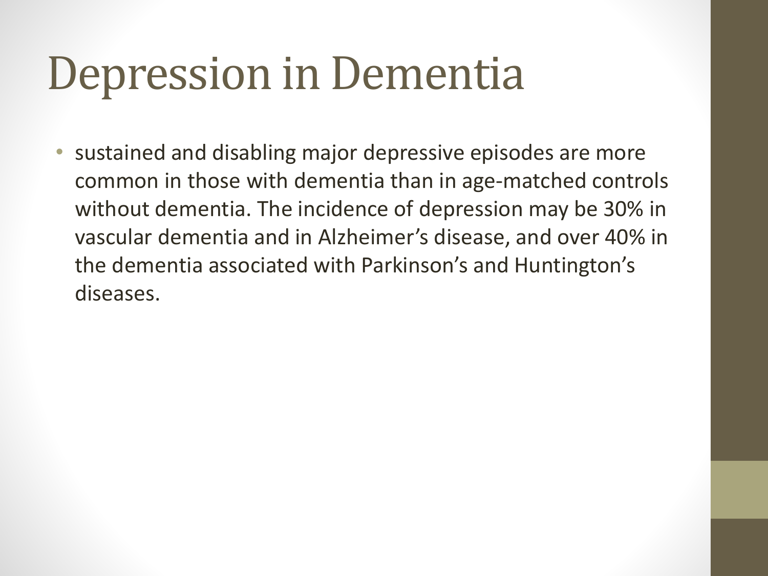# Depression in Dementia

- sustained and disabling major depressive episodes are more common in those with dementia than in age-matched controls without dementia. The incidence of depression may be 30% in vascular dementia and in Alzheimer's disease, and over 40% in the dementia associated with Parkinson's and Huntington's diseases.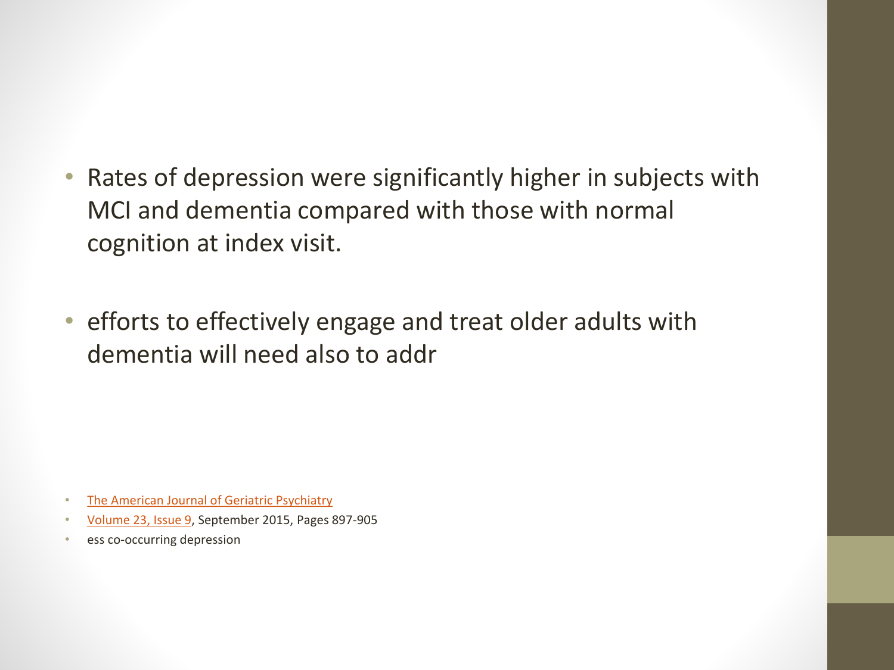- Rates of depression were significantly higher in subjects with MCI and dementia compared with those with normal cognition at index visit.

- efforts to effectively engage and treat older adults with dementia will need also to addr

- The American Journal of Geriatric Psychiatry
- Volume 23, Issue 9, September 2015, Pages 897-905
- ess co-occurring depression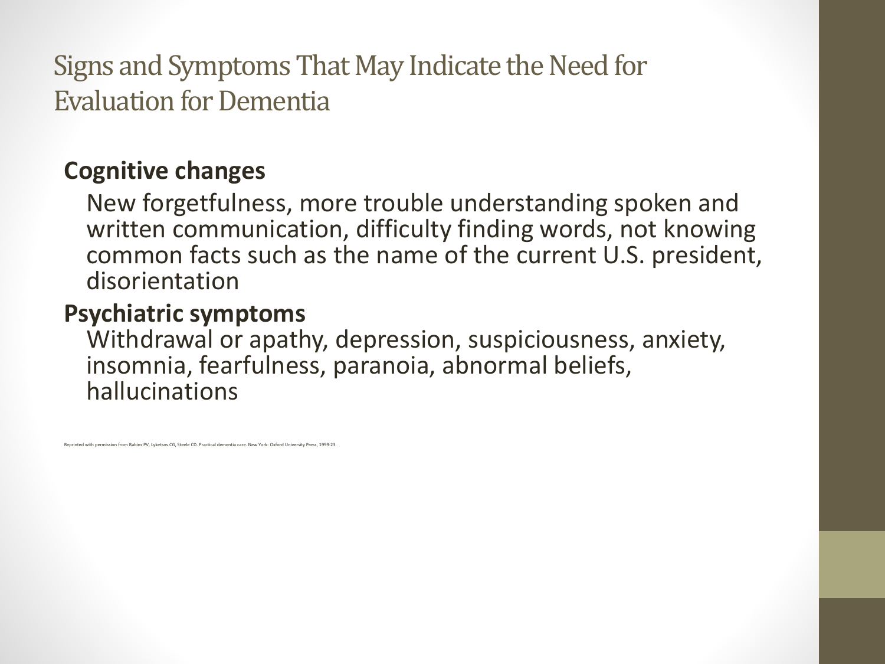# Signs and Symptoms That May Indicate the Need for Evaluation for Dementia

**Cognitive changes**

New forgetfulness, more trouble understanding spoken and written communication, difficulty finding words, not knowing common facts such as the name of the current U.S. president, disorientation

**Psychiatric symptoms**

Withdrawal or apathy, depression, suspiciousness, anxiety, insomnia, fearfulness, paranoia, abnormal beliefs, hallucinations

Reprinted with permission from Rabins PV, Lyketsos CG, Steele CD. Practical dementia care. New York: Oxford University Press, 1999:23.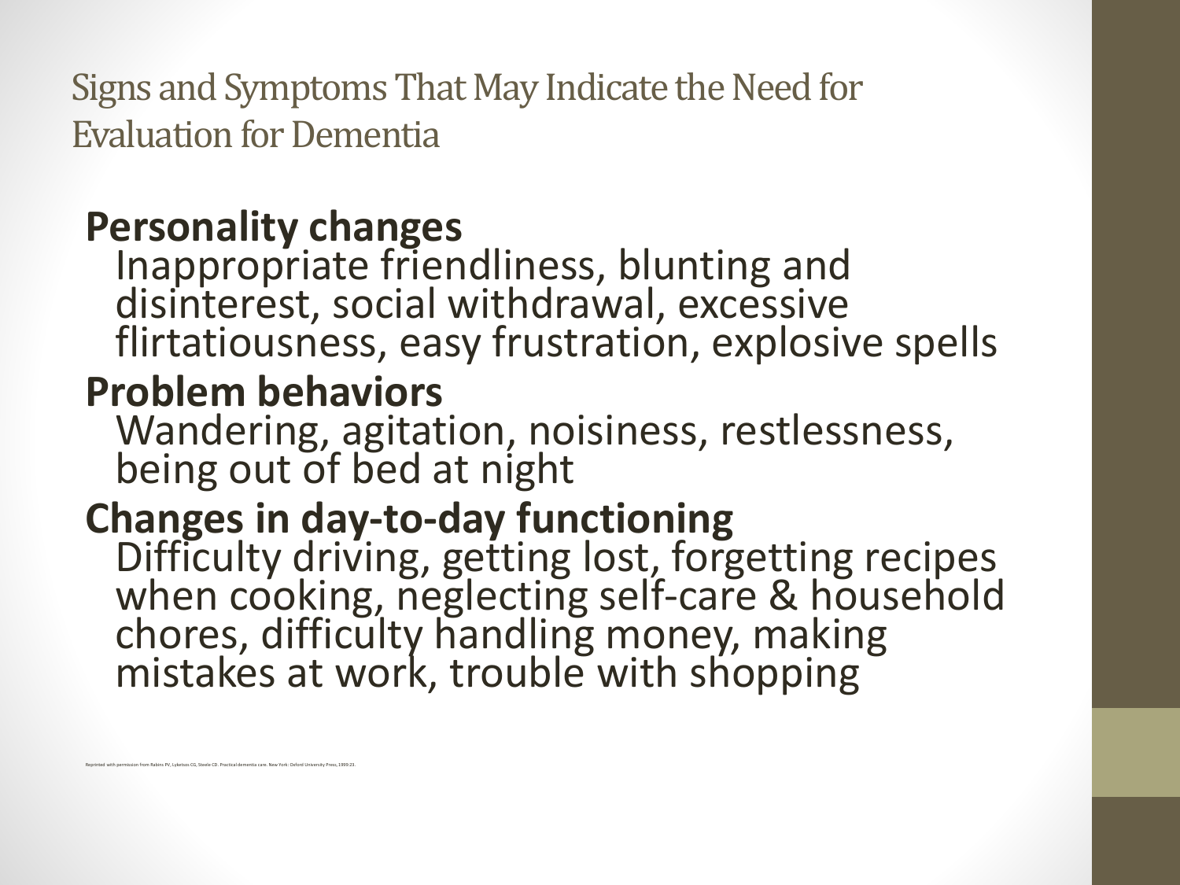# Signs and Symptoms That May Indicate the Need for Evaluation for Dementia

**Personality changes**

Inappropriate friendliness, blunting and disinterest, social withdrawal, excessive flirtatiousness, easy frustration, explosive spells

**Problem behaviors**

Wandering, agitation, noisiness, restlessness, being out of bed at night

**Changes in day-to-day functioning**

Difficulty driving, getting lost, forgetting recipes when cooking, neglecting self-care & household chores, difficulty handling money, making mistakes at work, trouble with shopping

Reprinted with permission from Rabins PV, Lyketsos CG, Steele CD. Practical dementia care. New York: Oxford University Press, 1999:23.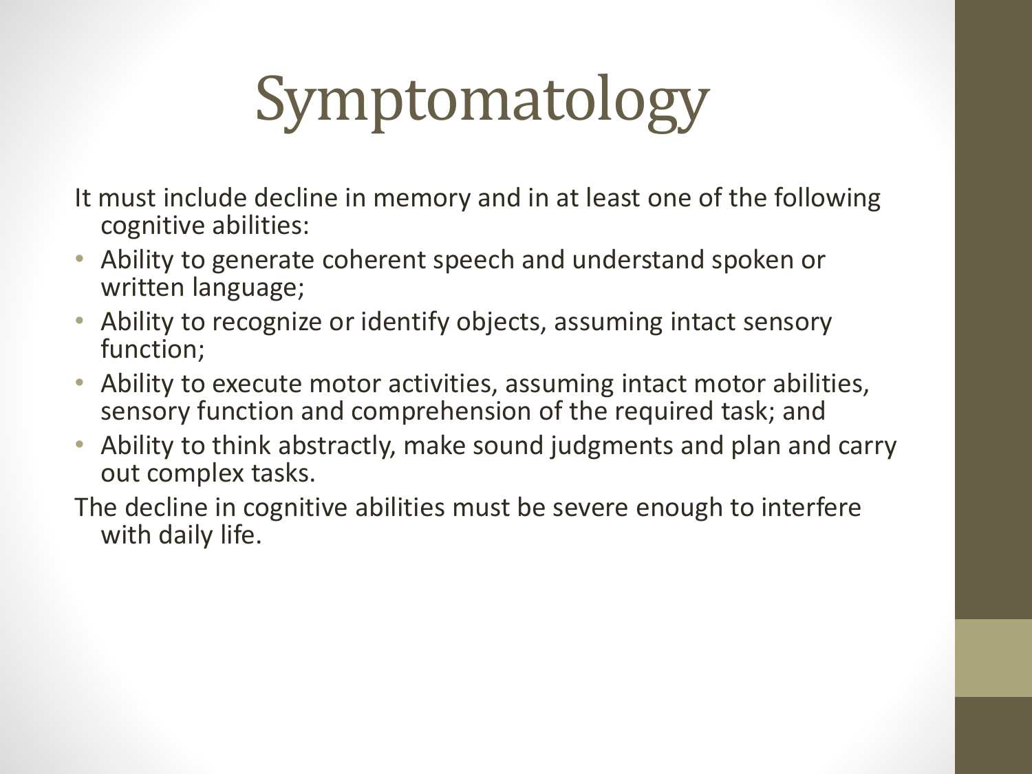# Symptomatology

It must include decline in memory and in at least one of the following cognitive abilities:

- Ability to generate coherent speech and understand spoken or written language;
- Ability to recognize or identify objects, assuming intact sensory function;
- Ability to execute motor activities, assuming intact motor abilities, sensory function and comprehension of the required task; and
- Ability to think abstractly, make sound judgments and plan and carry out complex tasks.

The decline in cognitive abilities must be severe enough to interfere with daily life.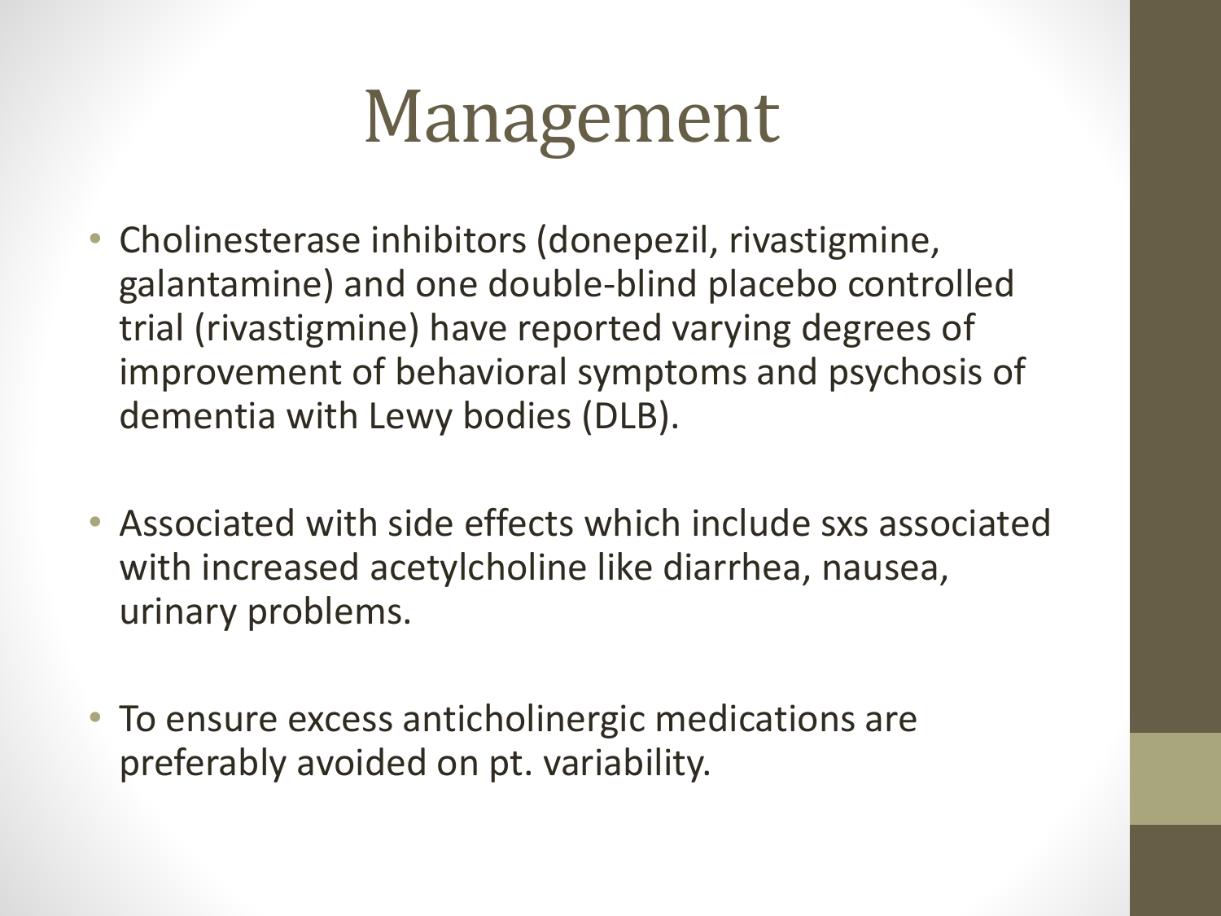# Management

- Cholinesterase inhibitors (donepezil, rivastigmine, galantamine) and one double-blind placebo controlled trial (rivastigmine) have reported varying degrees of improvement of behavioral symptoms and psychosis of dementia with Lewy bodies (DLB).
- Associated with side effects which include sxs associated with increased acetylcholine like diarrhea, nausea, urinary problems.
- To ensure excess anticholinergic medications are preferably avoided on pt. variability.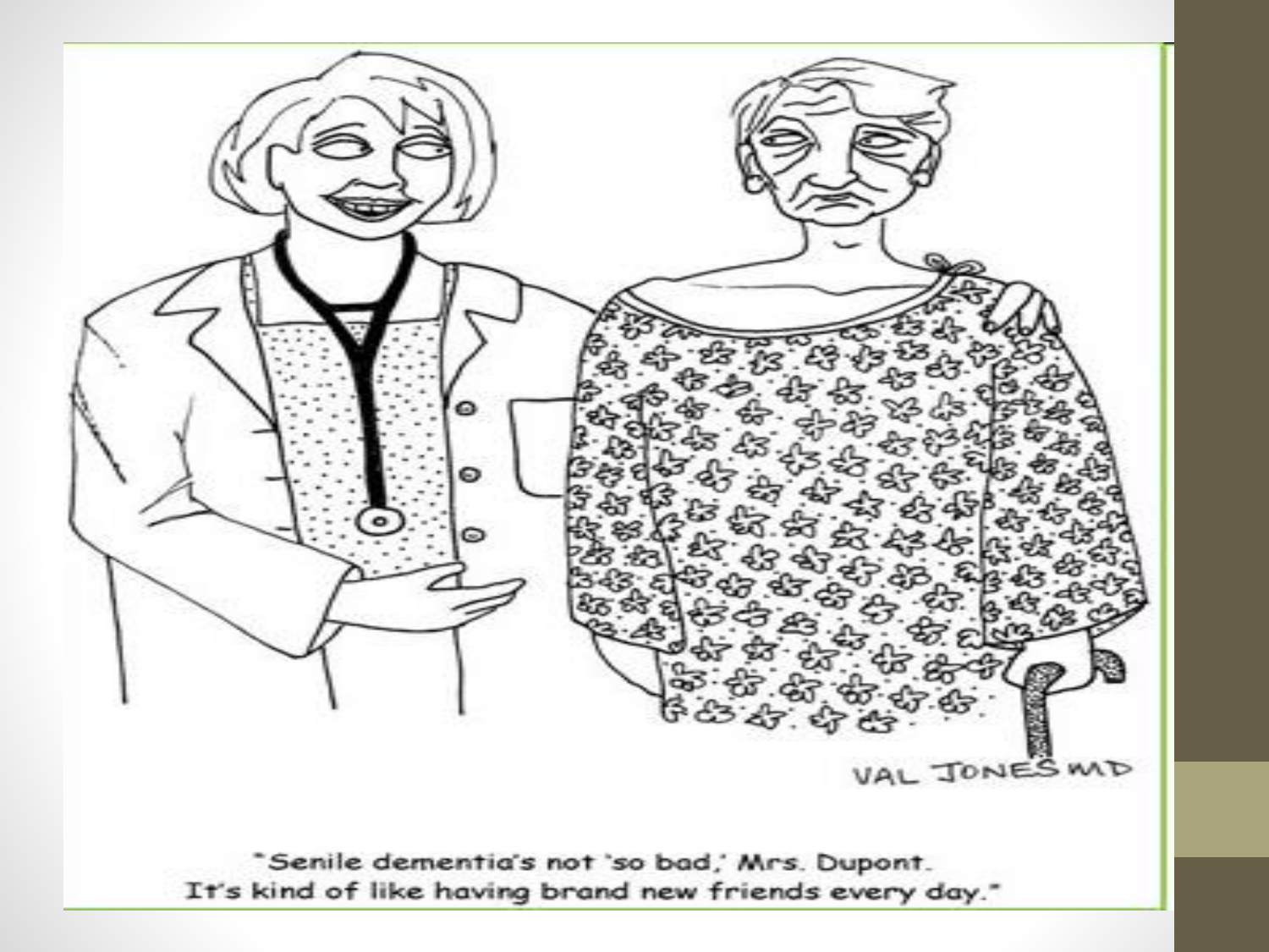VAL JONES MD

"Senile dementia's not 'so bad,' Mrs. Dupont.
It's kind of like having brand new friends every day."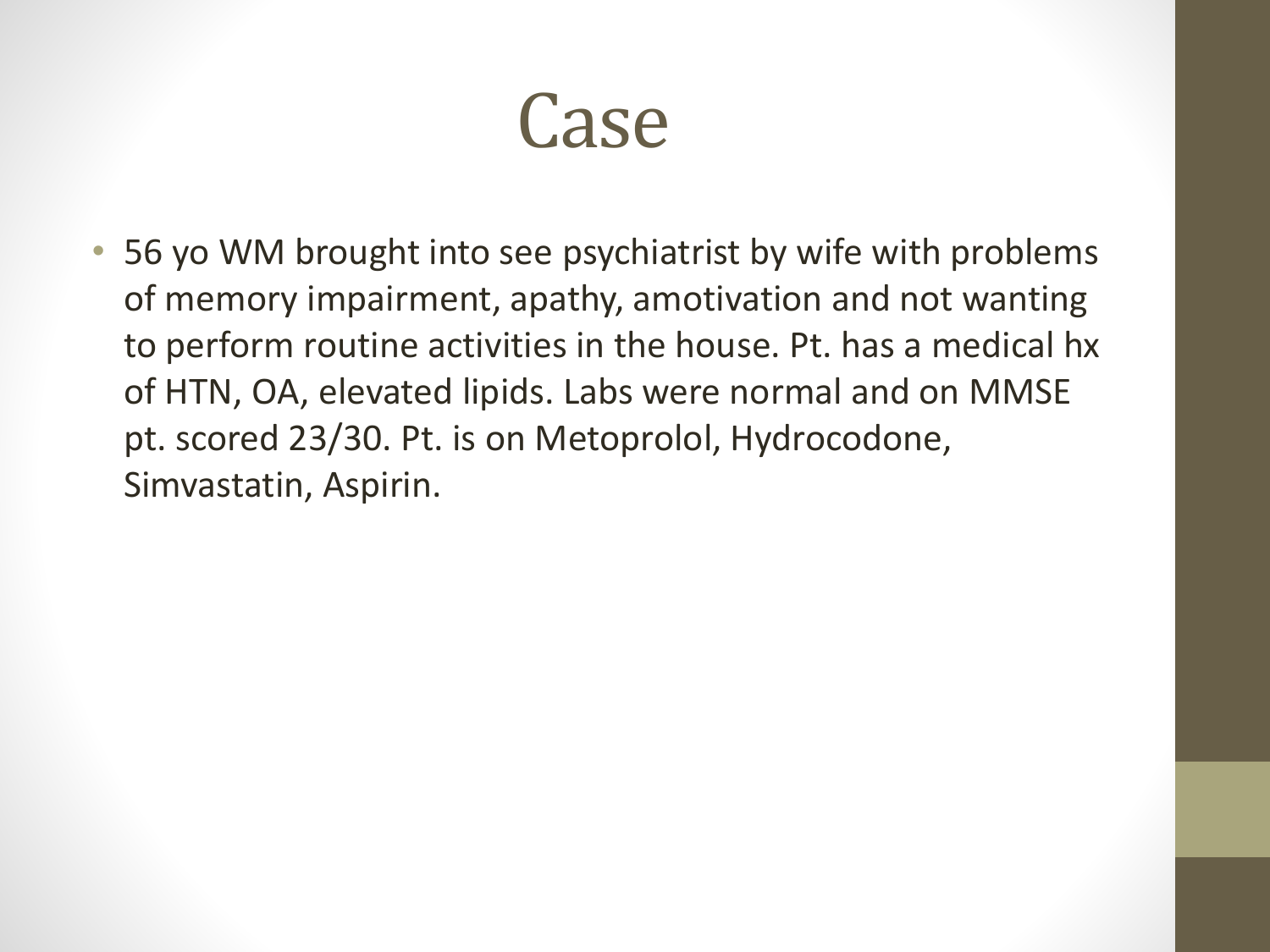# Case

- 56 yo WM brought into see psychiatrist by wife with problems of memory impairment, apathy, amotivation and not wanting to perform routine activities in the house. Pt. has a medical hx of HTN, OA, elevated lipids. Labs were normal and on MMSE pt. scored 23/30. Pt. is on Metoprolol, Hydrocodone, Simvastatin, Aspirin.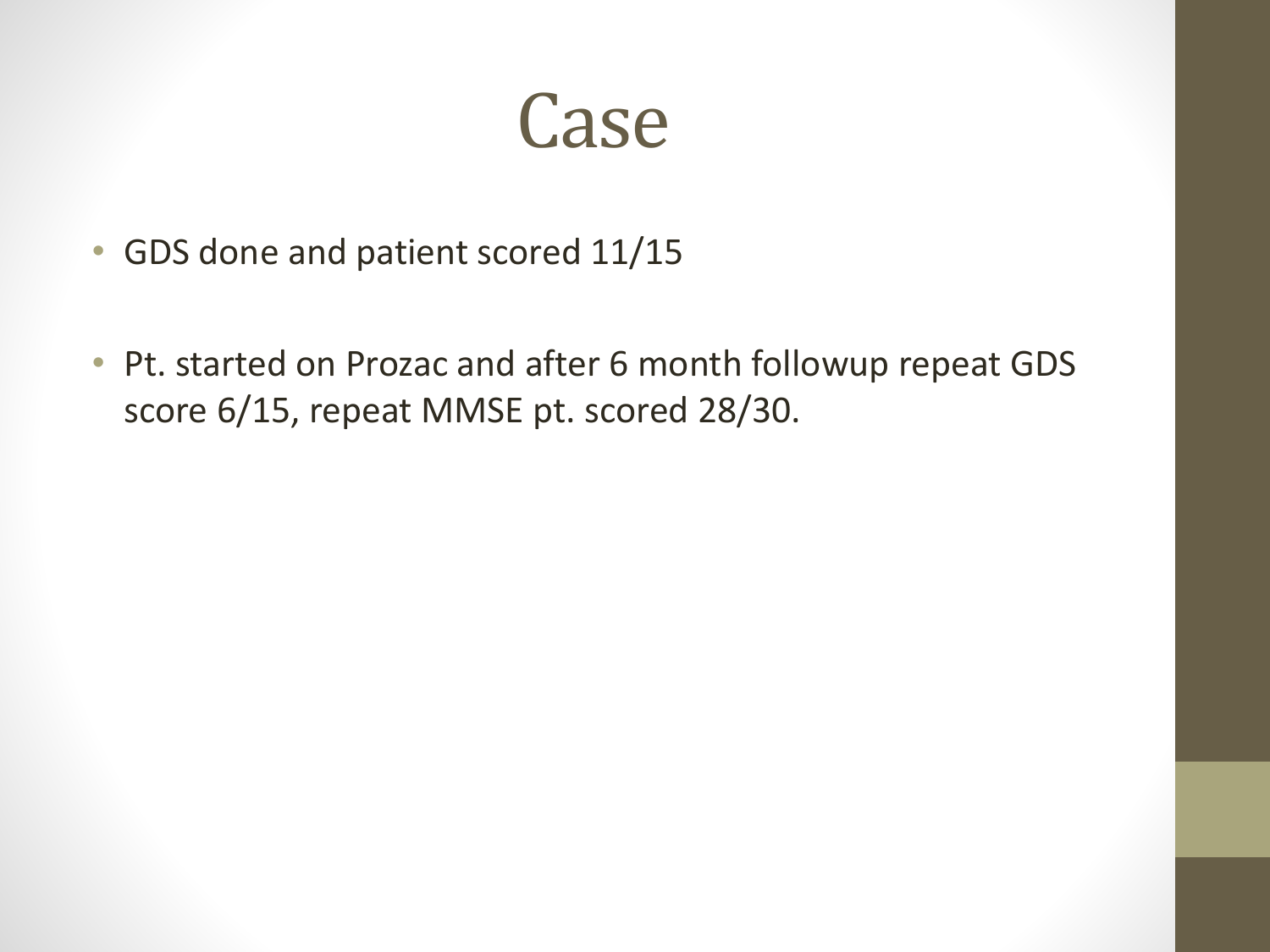# Case

- GDS done and patient scored 11/15
- Pt. started on Prozac and after 6 month followup repeat GDS score 6/15, repeat MMSE pt. scored 28/30.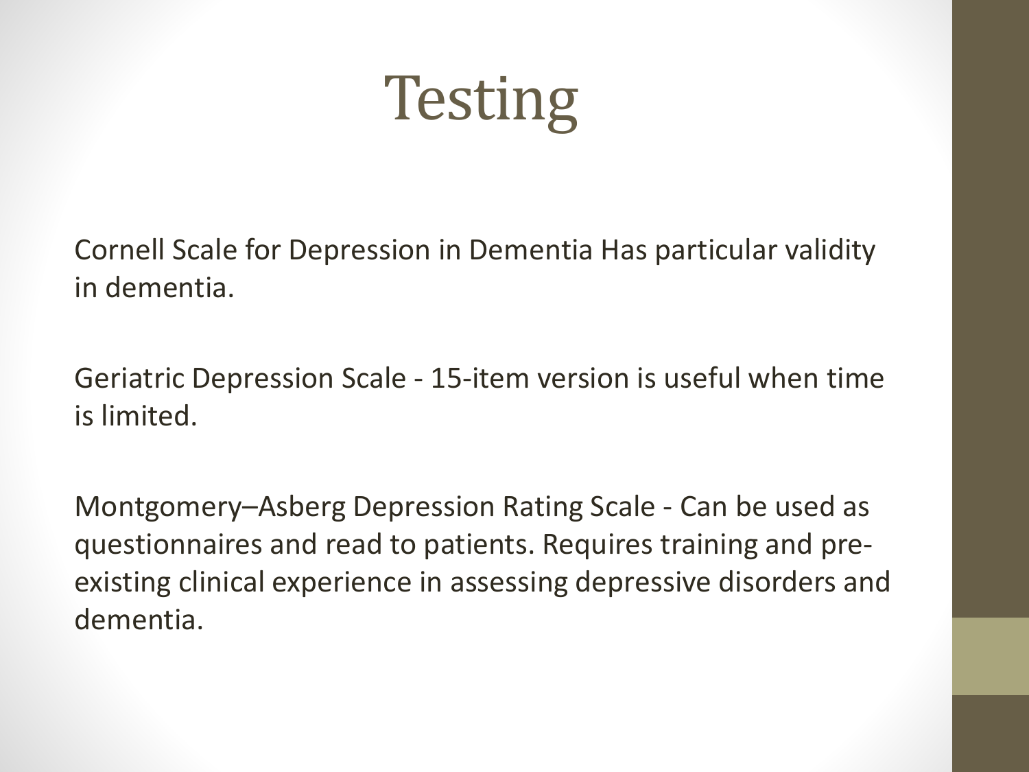# Testing

Cornell Scale for Depression in Dementia Has particular validity in dementia.

Geriatric Depression Scale - 15-item version is useful when time is limited.

Montgomery–Asberg Depression Rating Scale - Can be used as questionnaires and read to patients. Requires training and pre-existing clinical experience in assessing depressive disorders and dementia.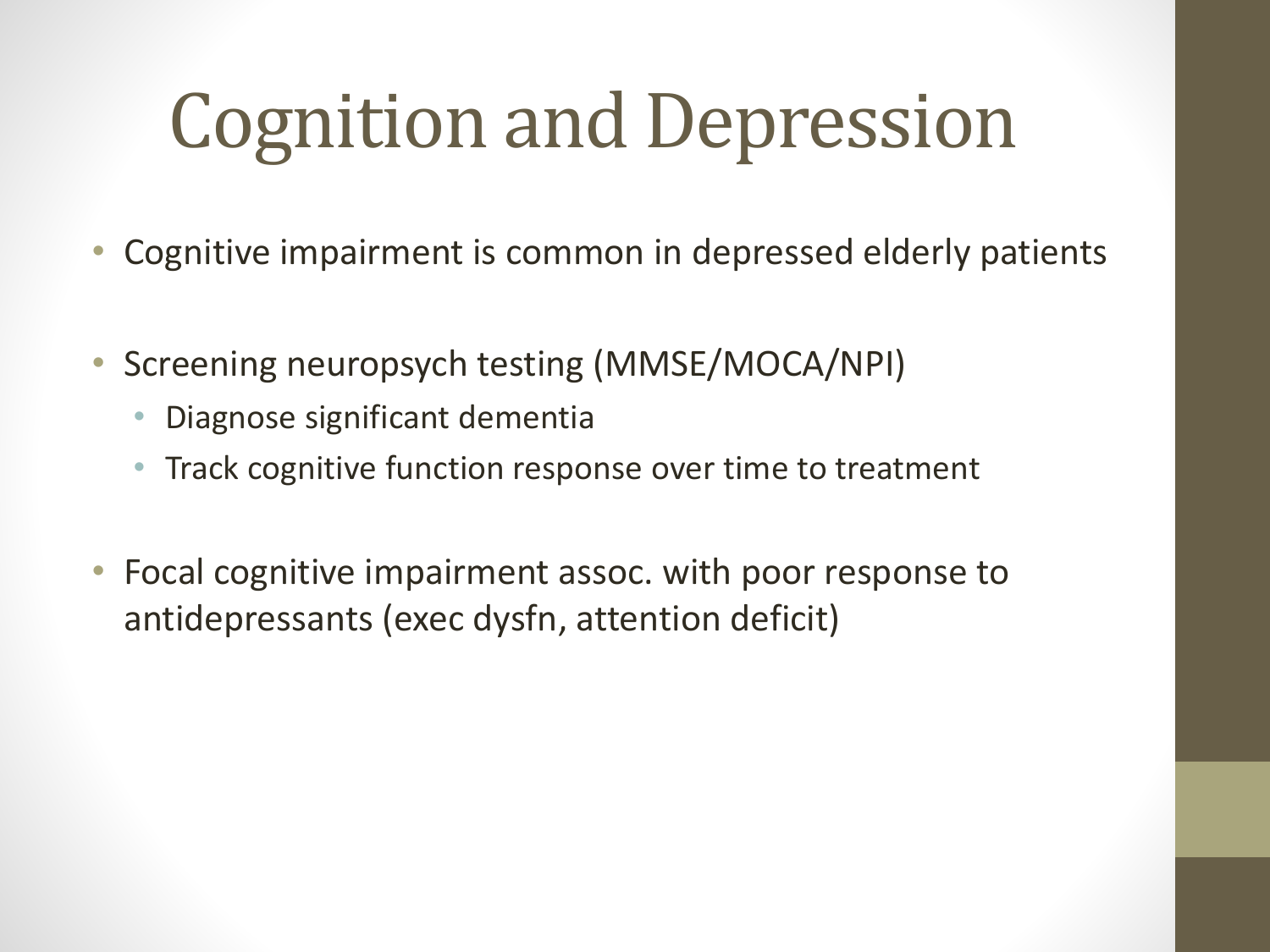# Cognition and Depression

- Cognitive impairment is common in depressed elderly patients
- Screening neuropsych testing (MMSE/MOCA/NPI)
  - Diagnose significant dementia
  - Track cognitive function response over time to treatment
- Focal cognitive impairment assoc. with poor response to antidepressants (exec dysfn, attention deficit)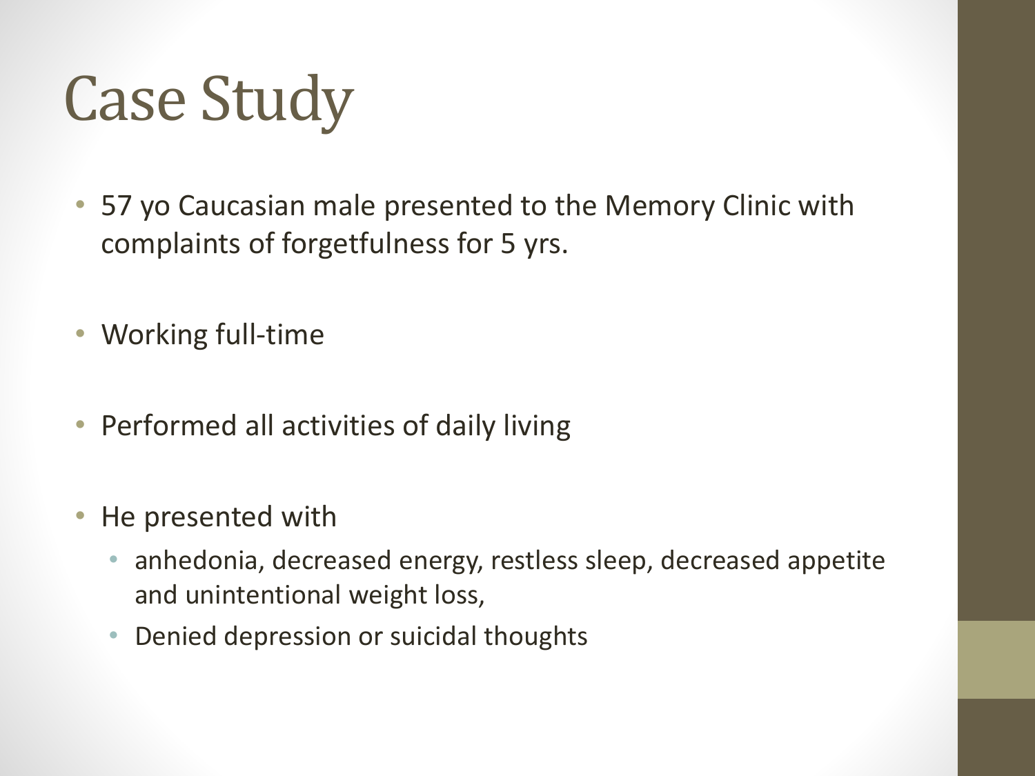# Case Study

- 57 yo Caucasian male presented to the Memory Clinic with complaints of forgetfulness for 5 yrs.
- Working full-time
- Performed all activities of daily living
- He presented with
  - anhedonia, decreased energy, restless sleep, decreased appetite and unintentional weight loss,
  - Denied depression or suicidal thoughts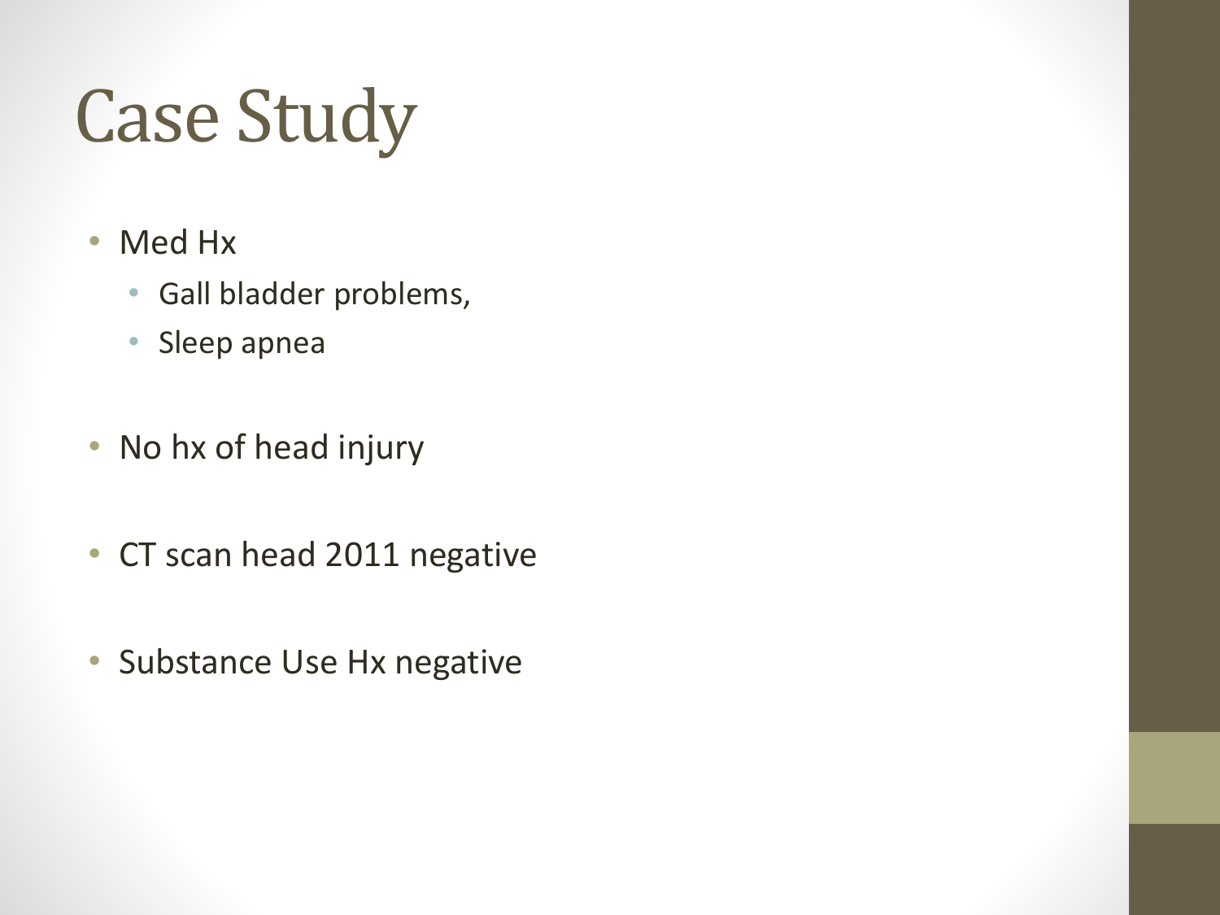# Case Study

- Med Hx
  - Gall bladder problems,
  - Sleep apnea
- No hx of head injury
- CT scan head 2011 negative
- Substance Use Hx negative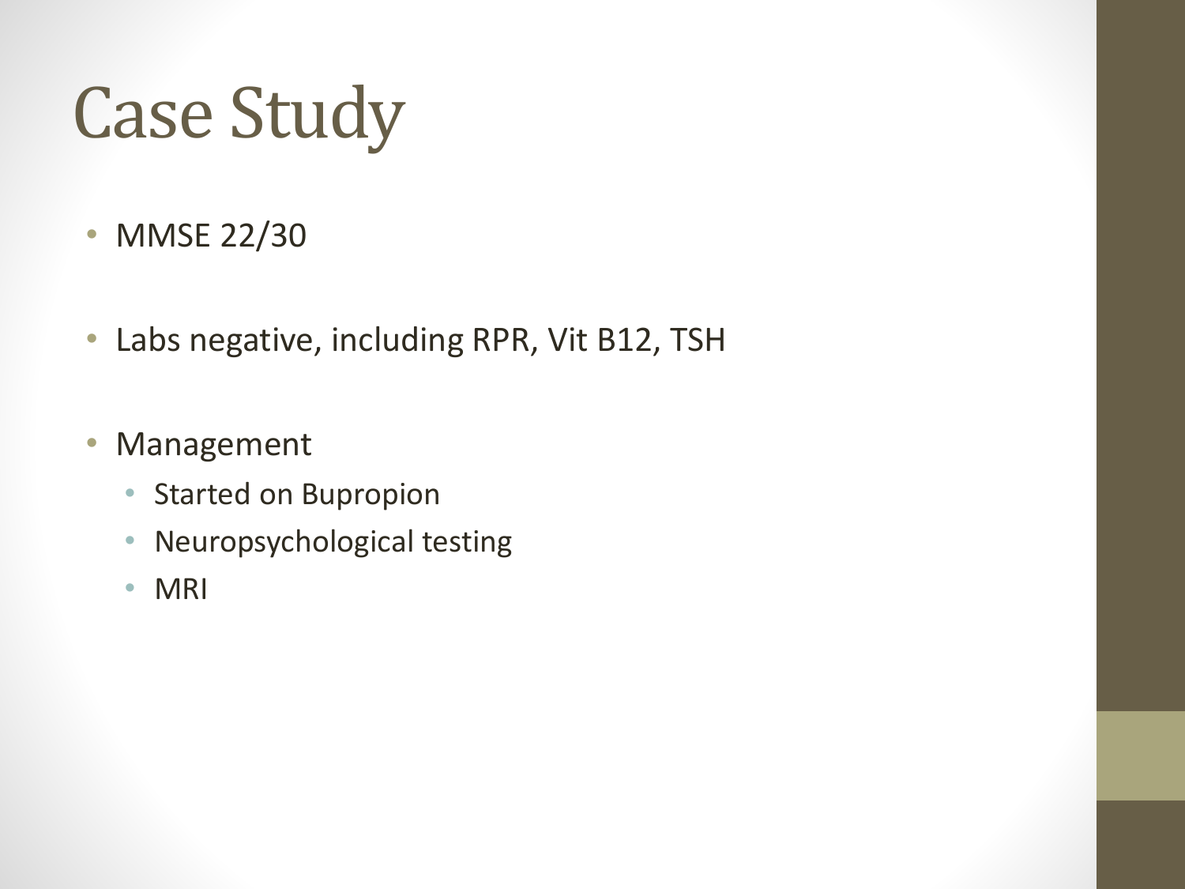# Case Study

- MMSE 22/30
- Labs negative, including RPR, Vit B12, TSH
- Management
  - Started on Bupropion
  - Neuropsychological testing
  - MRI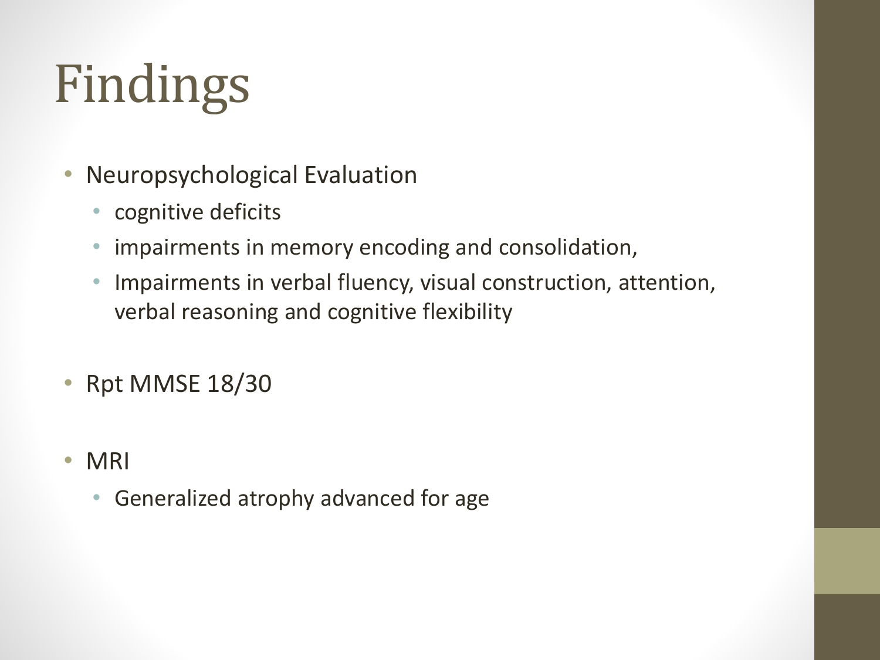# Findings

- Neuropsychological Evaluation
  - cognitive deficits
  - impairments in memory encoding and consolidation,
  - Impairments in verbal fluency, visual construction, attention, verbal reasoning and cognitive flexibility
- Rpt MMSE 18/30
- MRI
  - Generalized atrophy advanced for age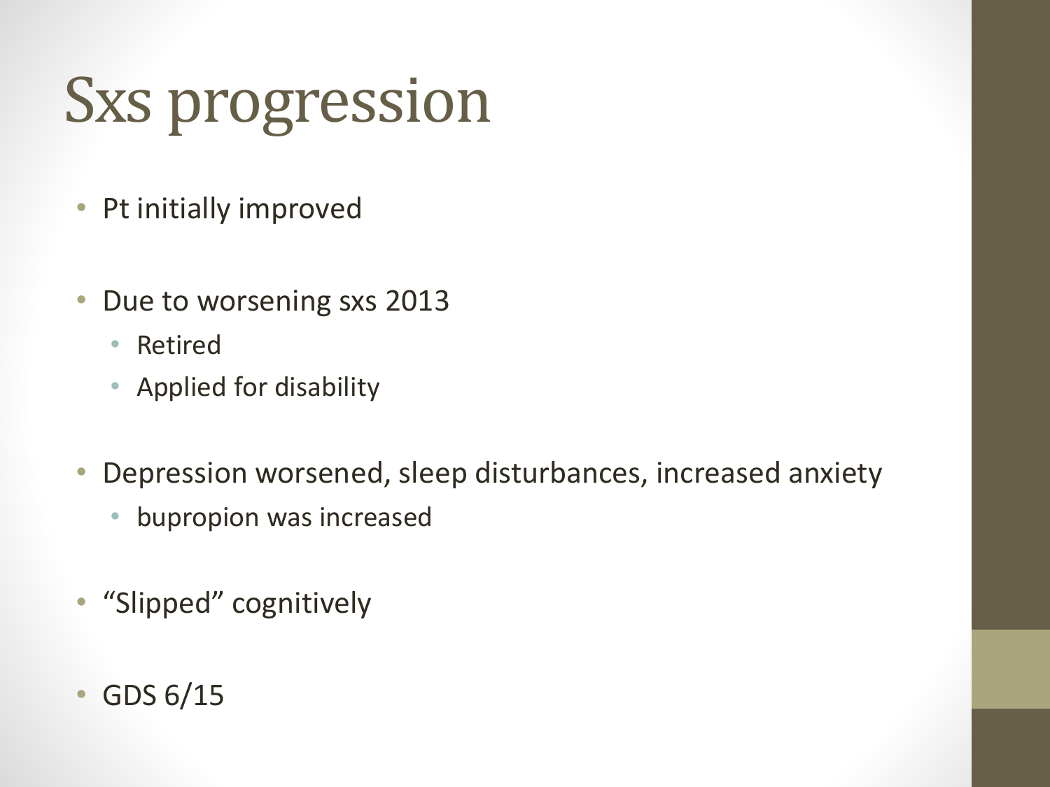# Sxs progression

- Pt initially improved
- Due to worsening sxs 2013
  - Retired
  - Applied for disability
- Depression worsened, sleep disturbances, increased anxiety
  - bupropion was increased
- "Slipped" cognitively
- GDS 6/15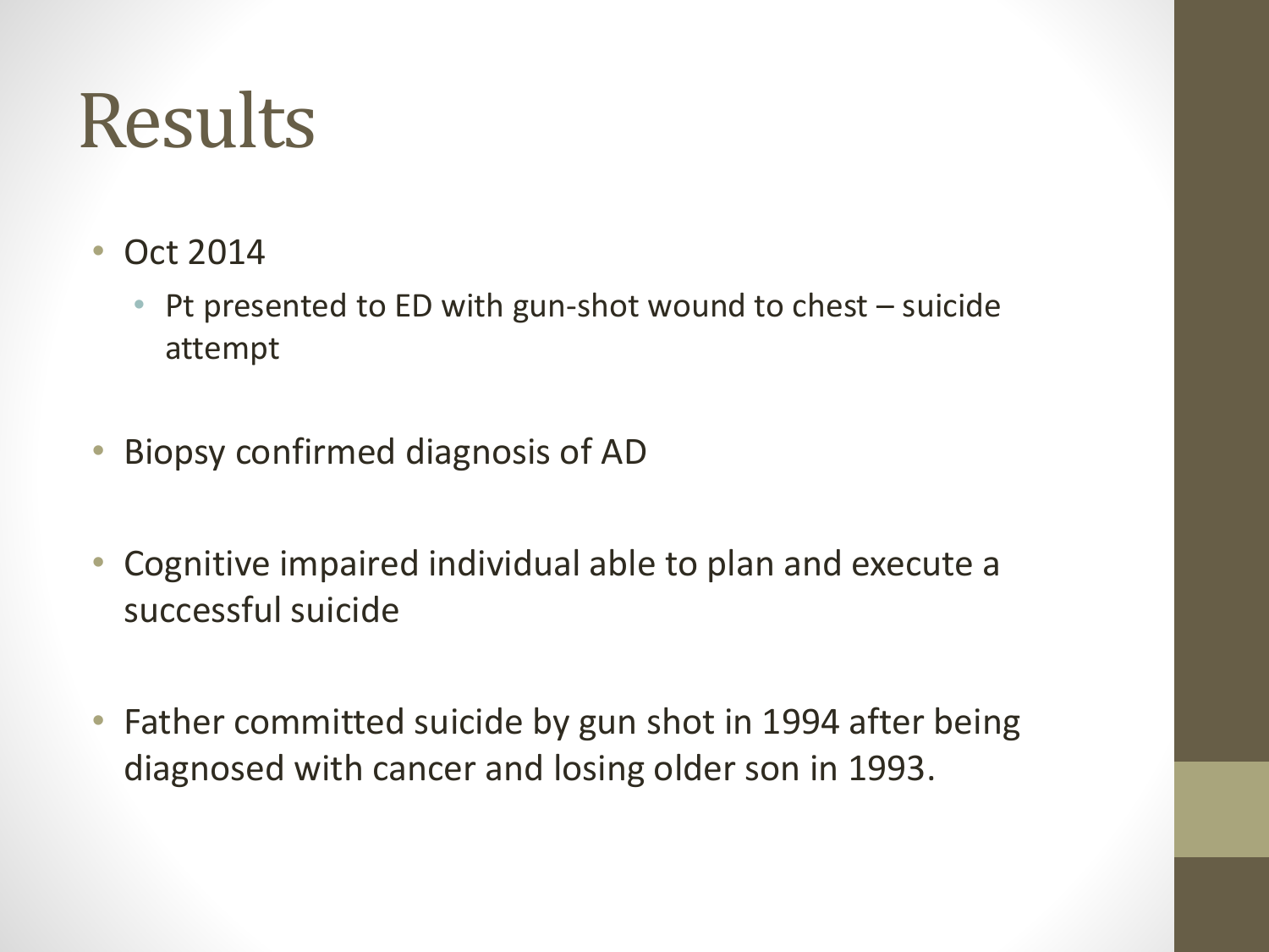# Results

- Oct 2014
  - Pt presented to ED with gun-shot wound to chest – suicide attempt
- Biopsy confirmed diagnosis of AD
- Cognitive impaired individual able to plan and execute a successful suicide
- Father committed suicide by gun shot in 1994 after being diagnosed with cancer and losing older son in 1993.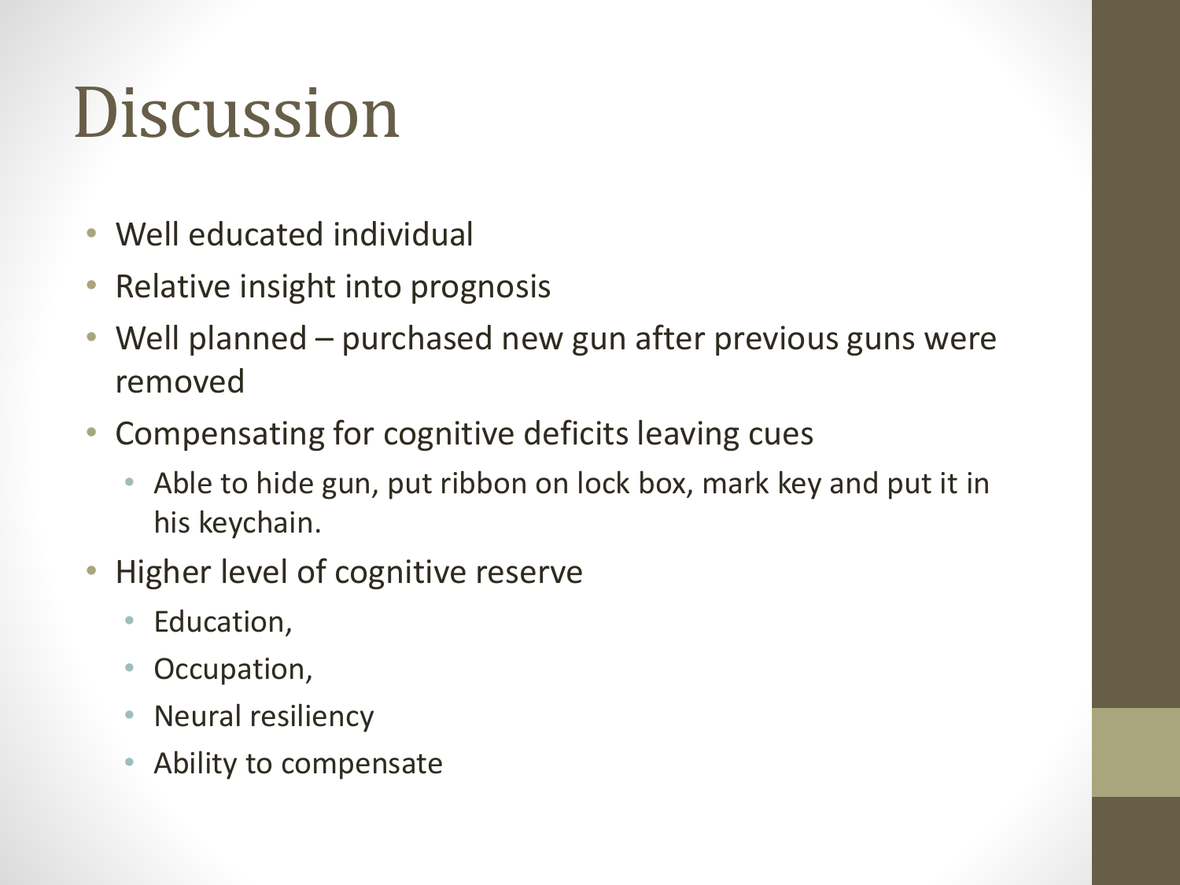# Discussion

- Well educated individual
- Relative insight into prognosis
- Well planned – purchased new gun after previous guns were removed
- Compensating for cognitive deficits leaving cues
  - Able to hide gun, put ribbon on lock box, mark key and put it in his keychain.
- Higher level of cognitive reserve
  - Education,
  - Occupation,
  - Neural resiliency
  - Ability to compensate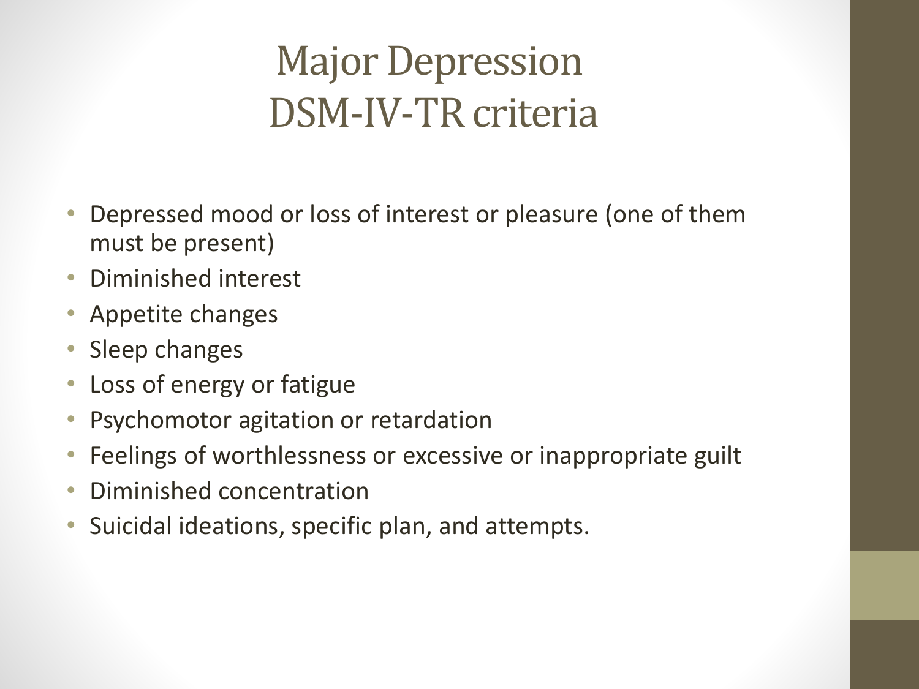# Major Depression
# DSM-IV-TR criteria

- Depressed mood or loss of interest or pleasure (one of them must be present)
- Diminished interest
- Appetite changes
- Sleep changes
- Loss of energy or fatigue
- Psychomotor agitation or retardation
- Feelings of worthlessness or excessive or inappropriate guilt
- Diminished concentration
- Suicidal ideations, specific plan, and attempts.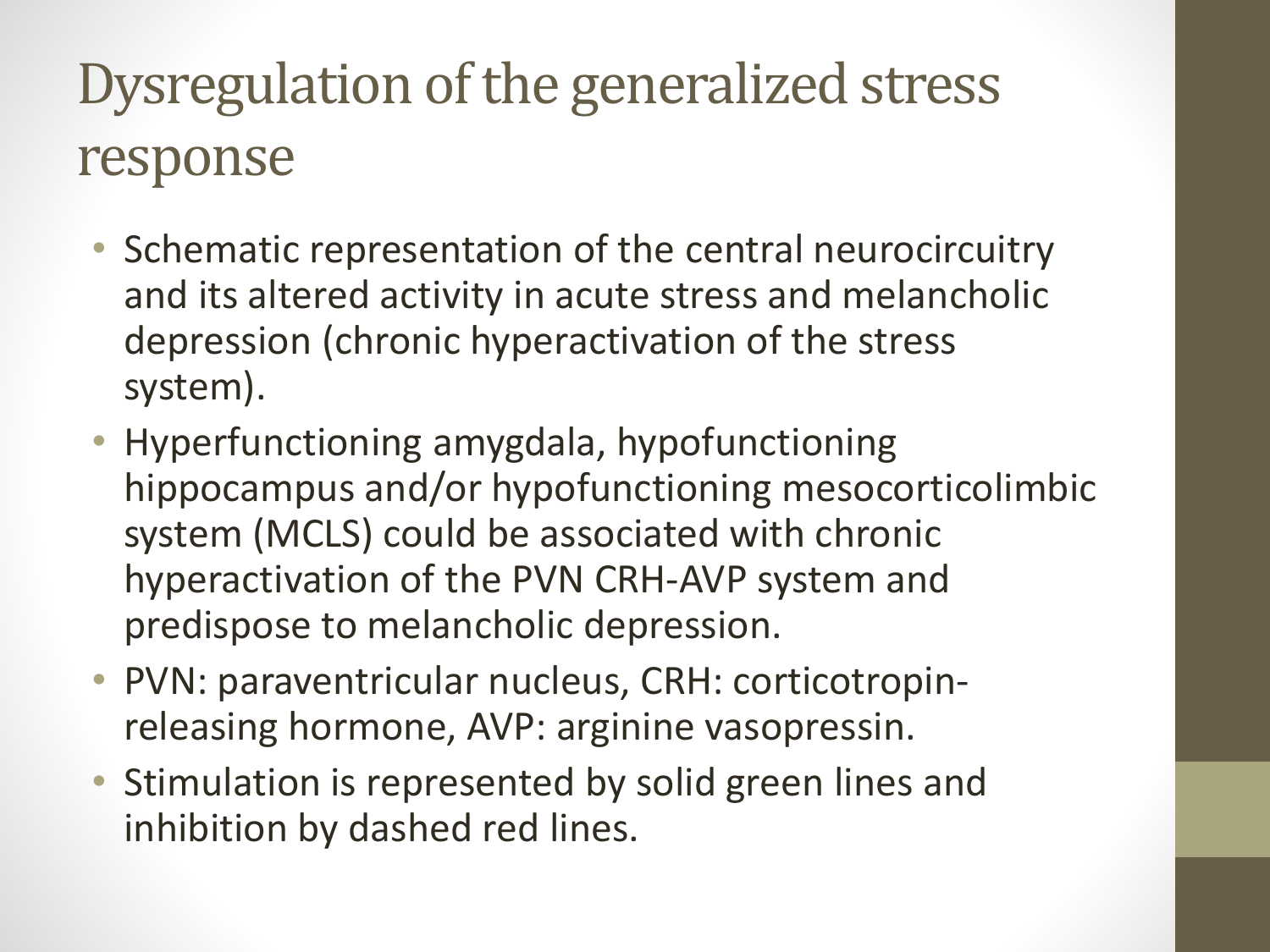# Dysregulation of the generalized stress response

- Schematic representation of the central neurocircuitry and its altered activity in acute stress and melancholic depression (chronic hyperactivation of the stress system).
- Hyperfunctioning amygdala, hypofunctioning hippocampus and/or hypofunctioning mesocorticolimbic system (MCLS) could be associated with chronic hyperactivation of the PVN CRH-AVP system and predispose to melancholic depression.
- PVN: paraventricular nucleus, CRH: corticotropin-releasing hormone, AVP: arginine vasopressin.
- Stimulation is represented by solid green lines and inhibition by dashed red lines.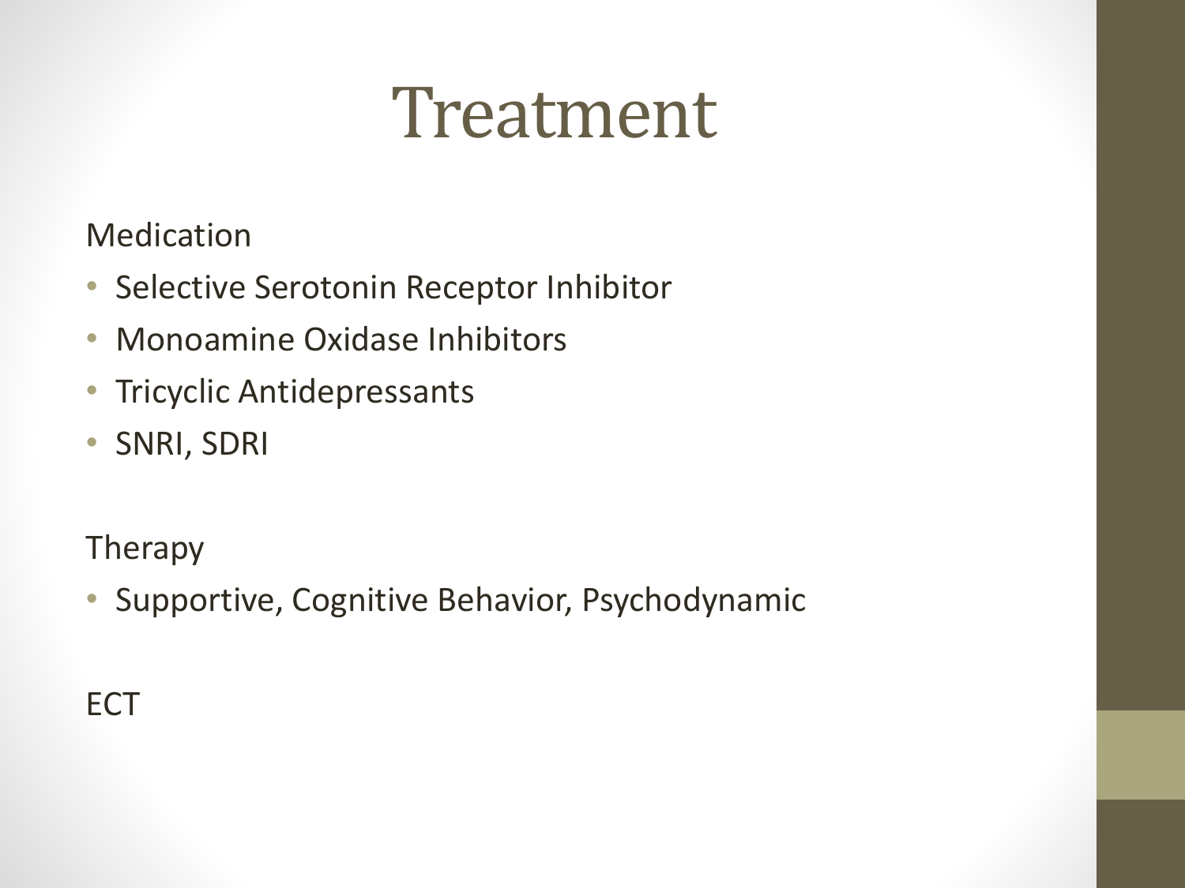# Treatment

Medication

- Selective Serotonin Receptor Inhibitor
- Monoamine Oxidase Inhibitors
- Tricyclic Antidepressants
- SNRI, SDRI

Therapy

- Supportive, Cognitive Behavior, Psychodynamic

ECT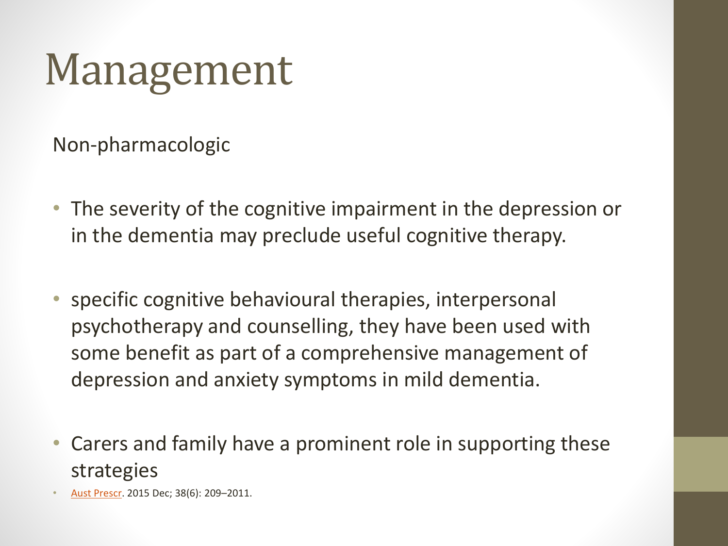# Management

Non-pharmacologic

- The severity of the cognitive impairment in the depression or in the dementia may preclude useful cognitive therapy.
- specific cognitive behavioural therapies, interpersonal psychotherapy and counselling, they have been used with some benefit as part of a comprehensive management of depression and anxiety symptoms in mild dementia.
- Carers and family have a prominent role in supporting these strategies

- Aust Prescr. 2015 Dec; 38(6): 209–2011.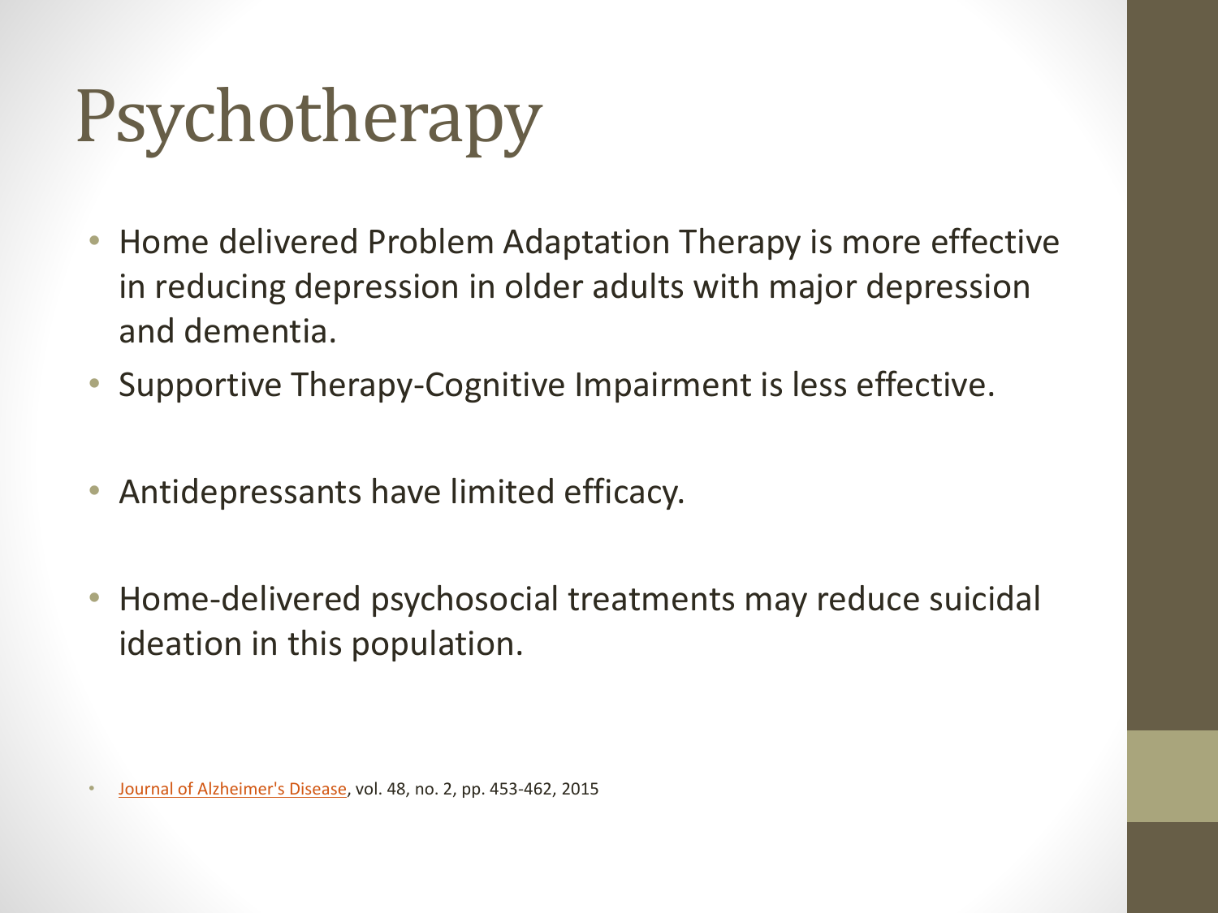# Psychotherapy

- Home delivered Problem Adaptation Therapy is more effective in reducing depression in older adults with major depression and dementia.
- Supportive Therapy-Cognitive Impairment is less effective.
- Antidepressants have limited efficacy.
- Home-delivered psychosocial treatments may reduce suicidal ideation in this population.

- Journal of Alzheimer's Disease, vol. 48, no. 2, pp. 453-462, 2015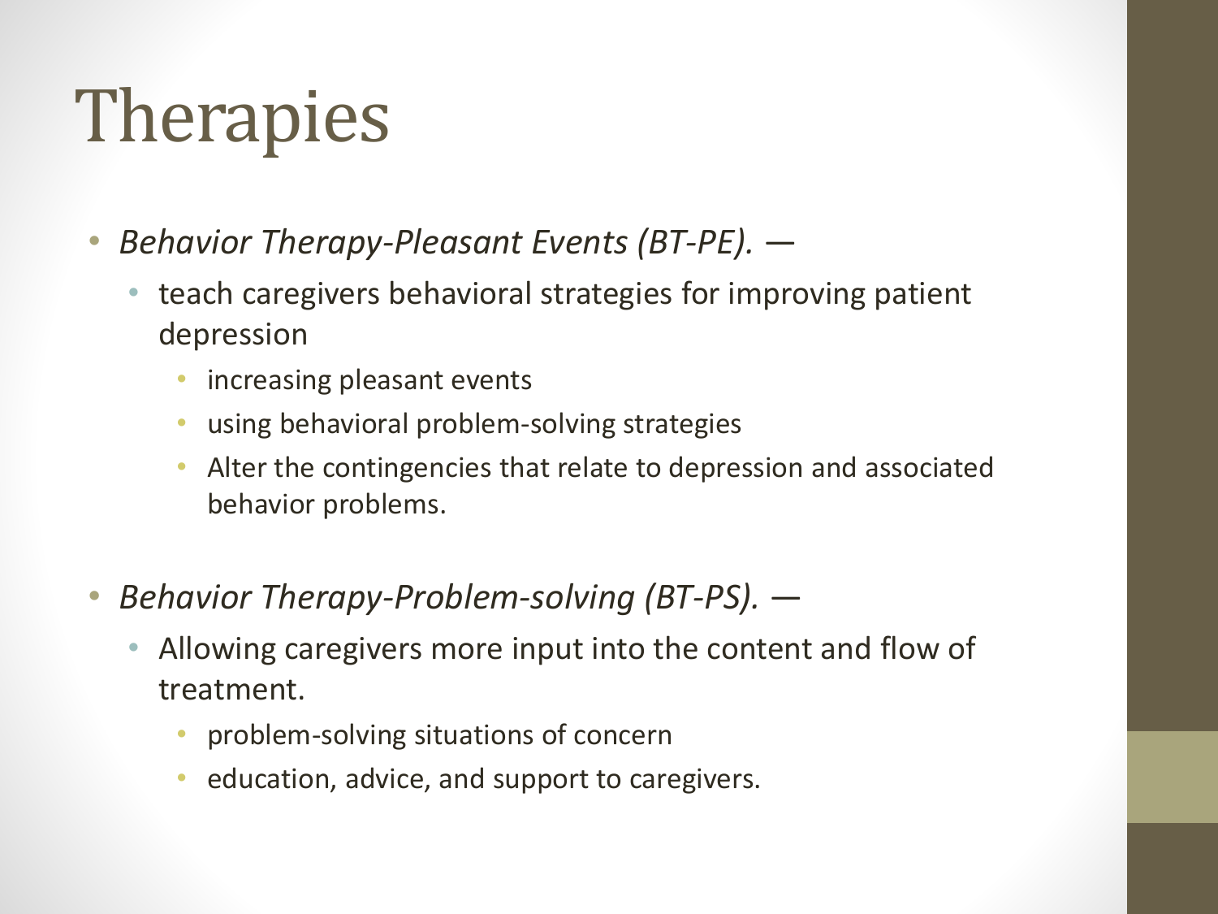# Therapies

- *Behavior Therapy-Pleasant Events (BT-PE). —*
  - teach caregivers behavioral strategies for improving patient depression
    - increasing pleasant events
    - using behavioral problem-solving strategies
    - Alter the contingencies that relate to depression and associated behavior problems.

- *Behavior Therapy-Problem-solving (BT-PS). —*
  - Allowing caregivers more input into the content and flow of treatment.
    - problem-solving situations of concern
    - education, advice, and support to caregivers.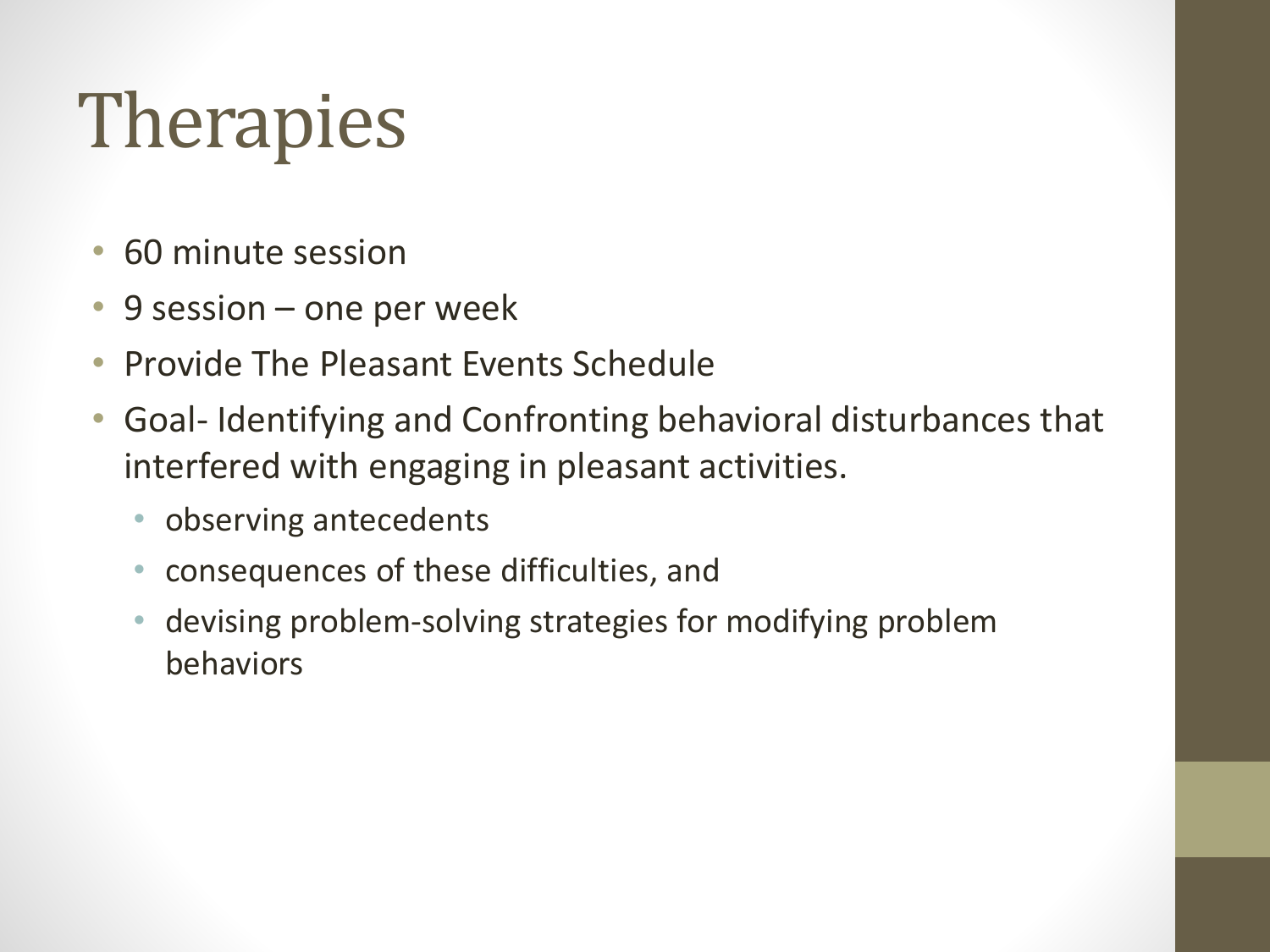# Therapies

- 60 minute session
- 9 session – one per week
- Provide The Pleasant Events Schedule
- Goal- Identifying and Confronting behavioral disturbances that interfered with engaging in pleasant activities.
  - observing antecedents
  - consequences of these difficulties, and
  - devising problem-solving strategies for modifying problem behaviors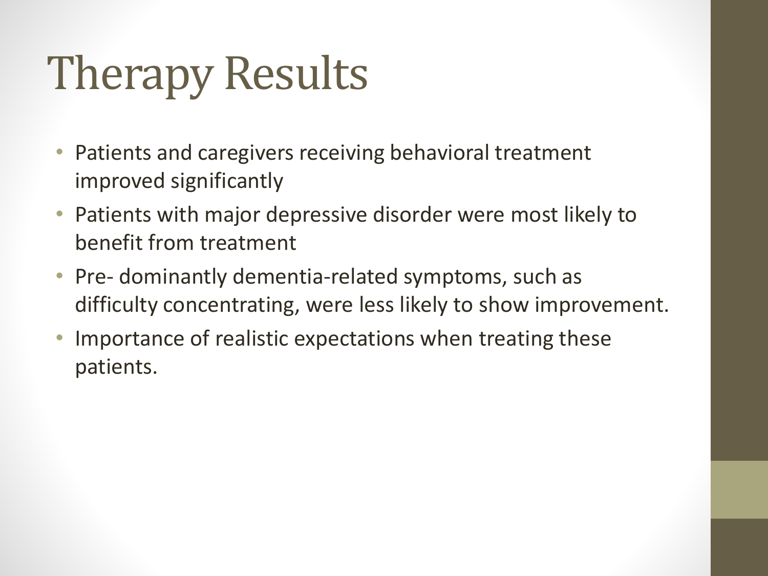# Therapy Results

- Patients and caregivers receiving behavioral treatment improved significantly
- Patients with major depressive disorder were most likely to benefit from treatment
- Pre- dominantly dementia-related symptoms, such as difficulty concentrating, were less likely to show improvement.
- Importance of realistic expectations when treating these patients.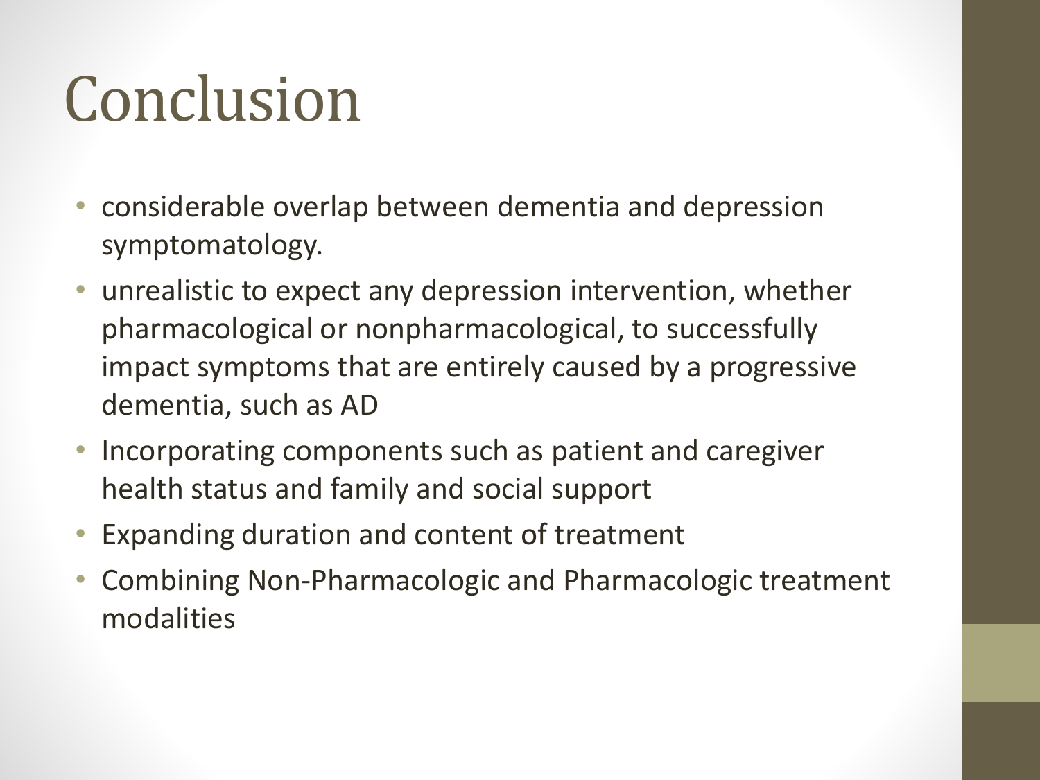# Conclusion

- considerable overlap between dementia and depression symptomatology.
- unrealistic to expect any depression intervention, whether pharmacological or nonpharmacological, to successfully impact symptoms that are entirely caused by a progressive dementia, such as AD
- Incorporating components such as patient and caregiver health status and family and social support
- Expanding duration and content of treatment
- Combining Non-Pharmacologic and Pharmacologic treatment modalities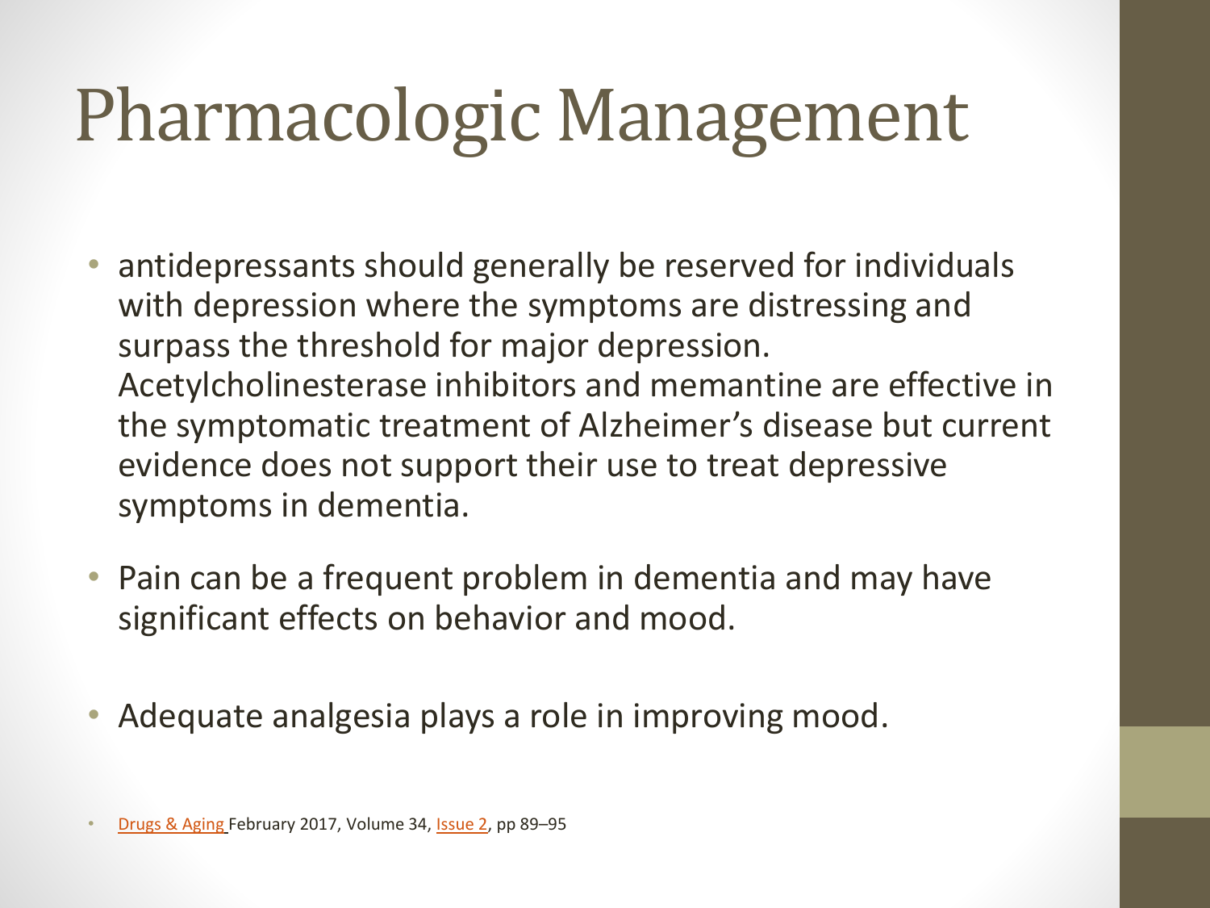# Pharmacologic Management

- antidepressants should generally be reserved for individuals with depression where the symptoms are distressing and surpass the threshold for major depression. Acetylcholinesterase inhibitors and memantine are effective in the symptomatic treatment of Alzheimer's disease but current evidence does not support their use to treat depressive symptoms in dementia.
- Pain can be a frequent problem in dementia and may have significant effects on behavior and mood.
- Adequate analgesia plays a role in improving mood.

- Drugs & Aging February 2017, Volume 34, Issue 2, pp 89–95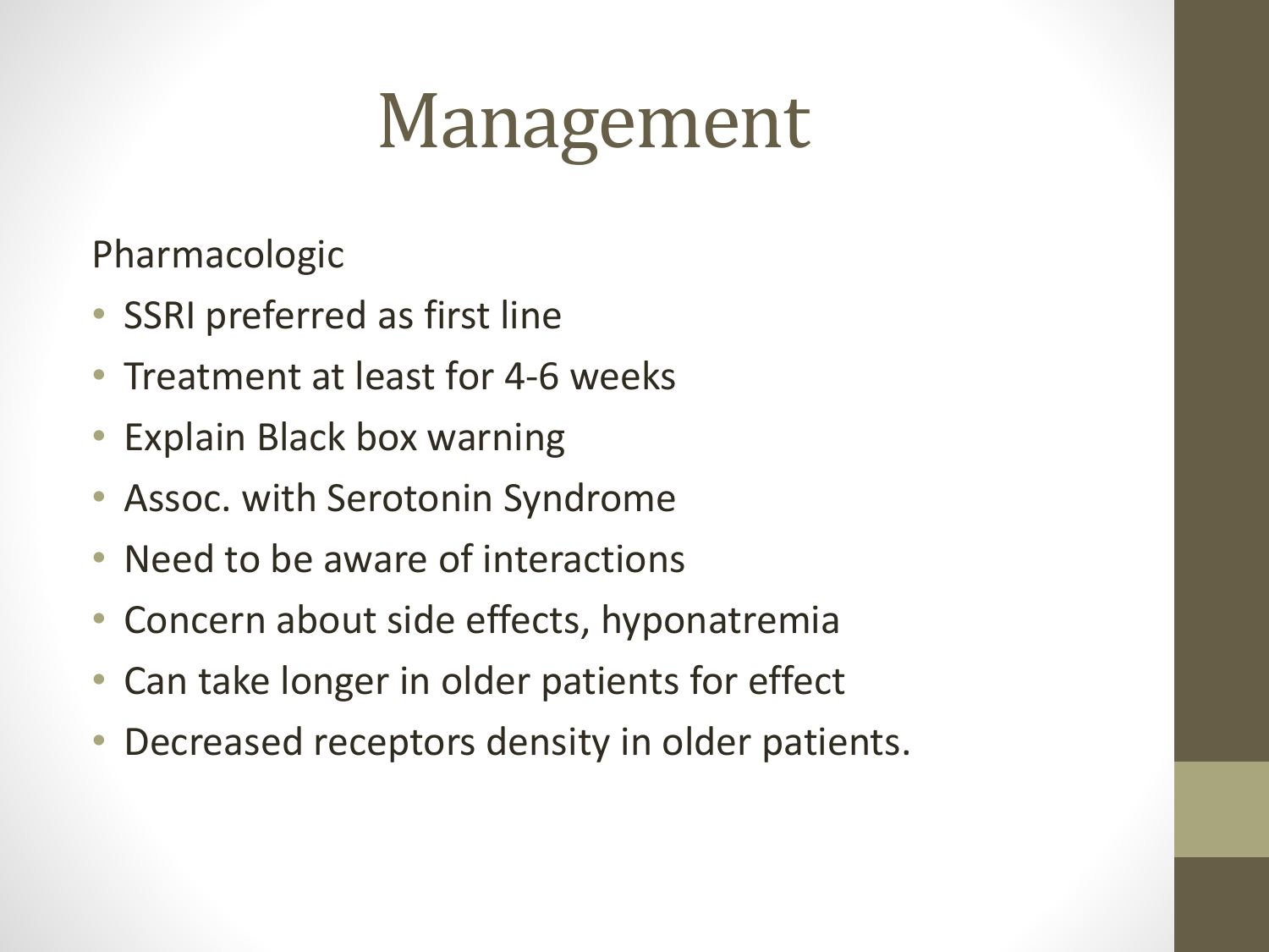# Management

Pharmacologic

- SSRI preferred as first line
- Treatment at least for 4-6 weeks
- Explain Black box warning
- Assoc. with Serotonin Syndrome
- Need to be aware of interactions
- Concern about side effects, hyponatremia
- Can take longer in older patients for effect
- Decreased receptors density in older patients.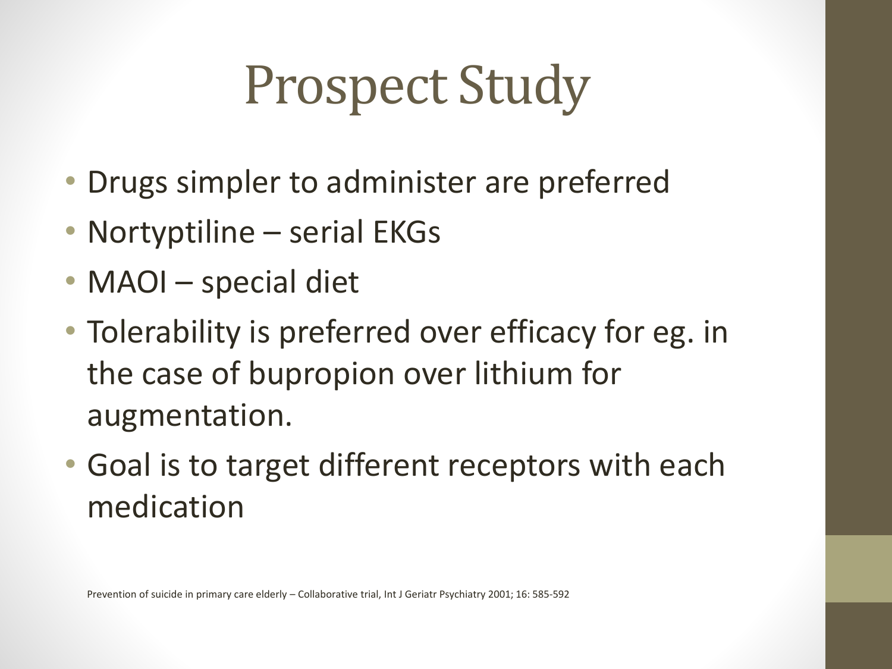# Prospect Study

- Drugs simpler to administer are preferred
- Nortyptiline – serial EKGs
- MAOI – special diet
- Tolerability is preferred over efficacy for eg. in the case of bupropion over lithium for augmentation.
- Goal is to target different receptors with each medication

Prevention of suicide in primary care elderly – Collaborative trial, Int J Geriatr Psychiatry 2001; 16: 585-592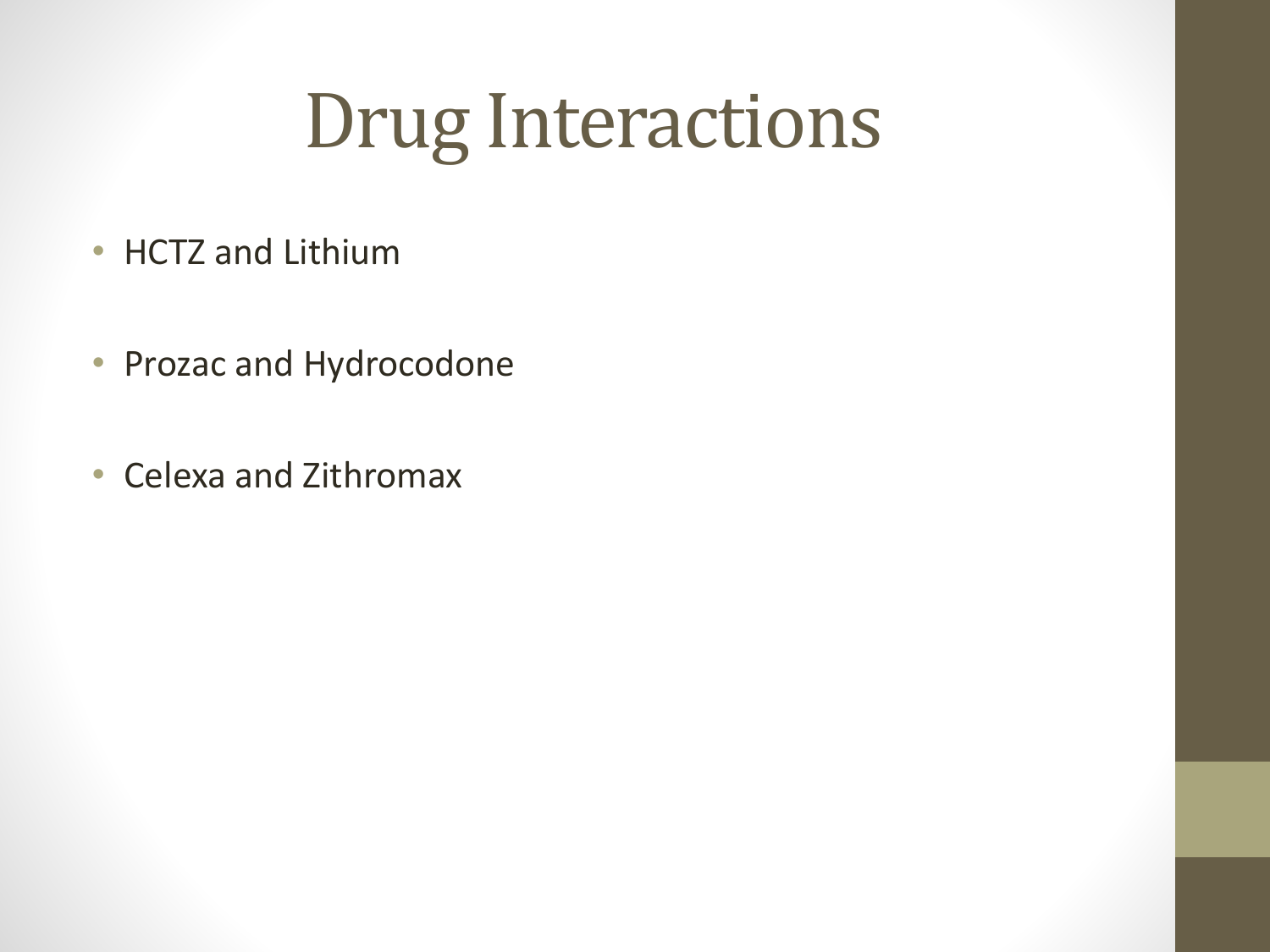# Drug Interactions

- HCTZ and Lithium
- Prozac and Hydrocodone
- Celexa and Zithromax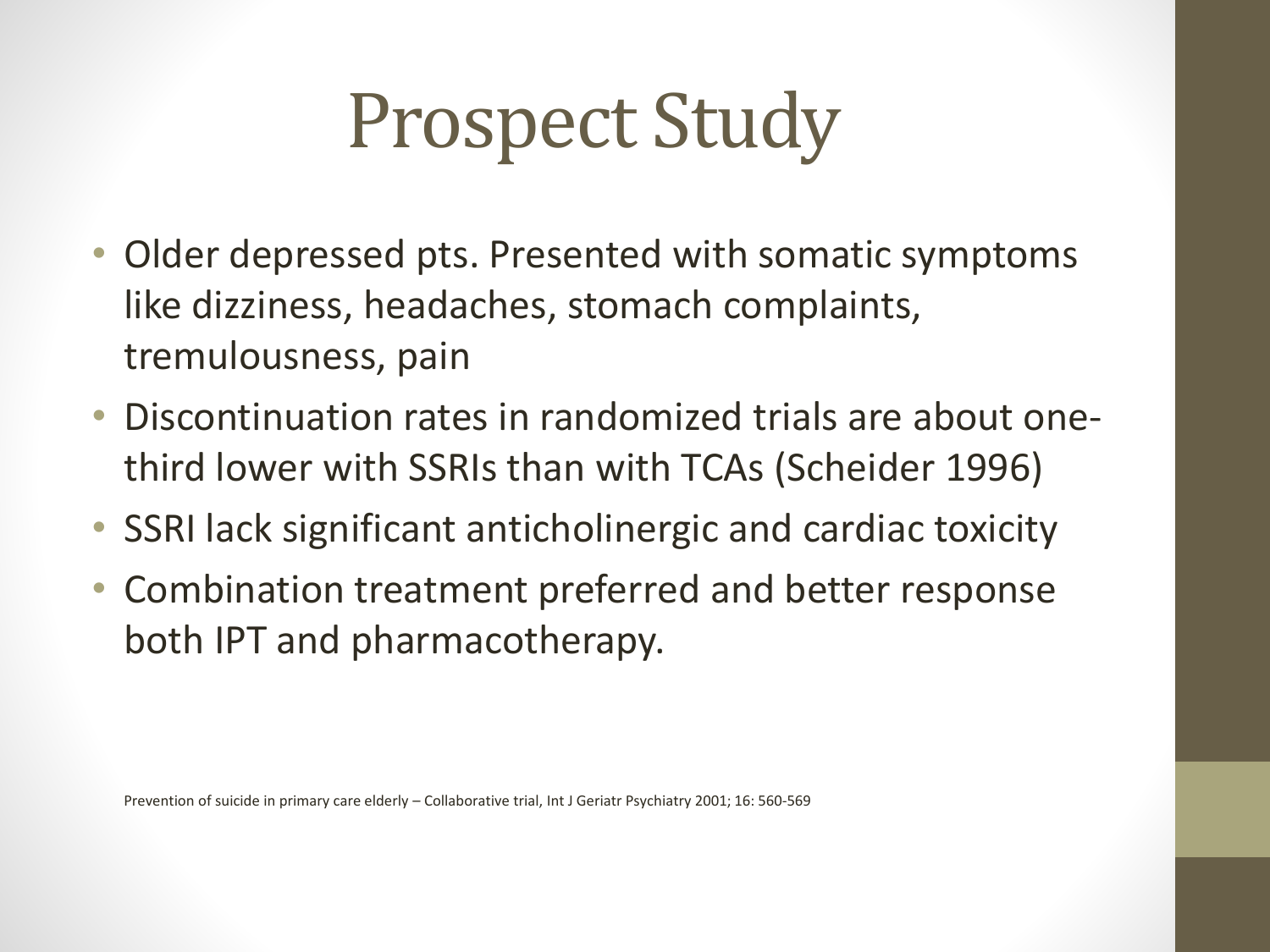# Prospect Study

- Older depressed pts. Presented with somatic symptoms like dizziness, headaches, stomach complaints, tremulousness, pain
- Discontinuation rates in randomized trials are about one-third lower with SSRIs than with TCAs (Scheider 1996)
- SSRI lack significant anticholinergic and cardiac toxicity
- Combination treatment preferred and better response both IPT and pharmacotherapy.

Prevention of suicide in primary care elderly – Collaborative trial, Int J Geriatr Psychiatry 2001; 16: 560-569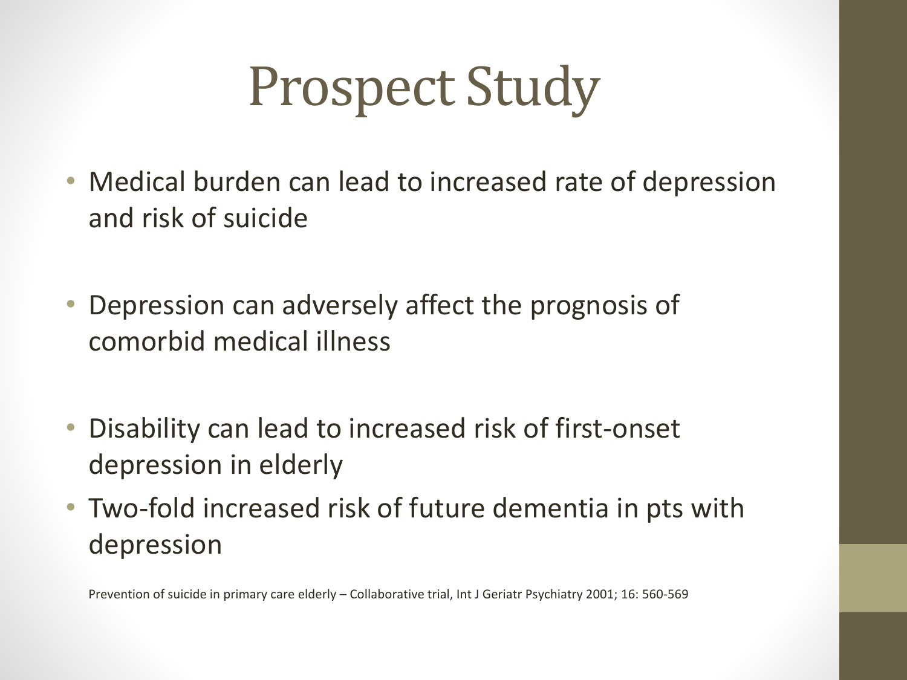# Prospect Study

- Medical burden can lead to increased rate of depression and risk of suicide
- Depression can adversely affect the prognosis of comorbid medical illness
- Disability can lead to increased risk of first-onset depression in elderly
- Two-fold increased risk of future dementia in pts with depression

Prevention of suicide in primary care elderly – Collaborative trial, Int J Geriatr Psychiatry 2001; 16: 560-569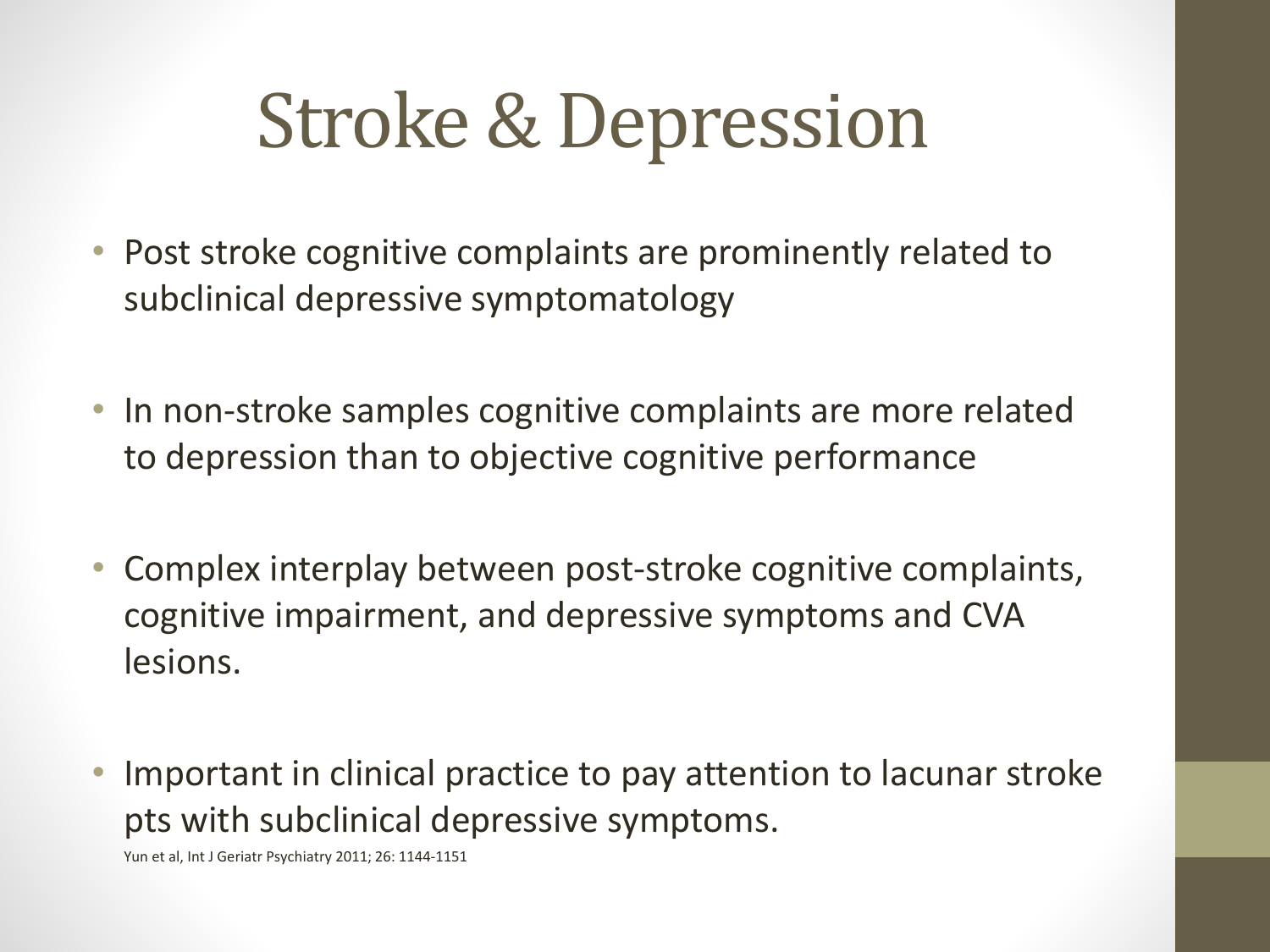# Stroke & Depression

- Post stroke cognitive complaints are prominently related to subclinical depressive symptomatology
- In non-stroke samples cognitive complaints are more related to depression than to objective cognitive performance
- Complex interplay between post-stroke cognitive complaints, cognitive impairment, and depressive symptoms and CVA lesions.
- Important in clinical practice to pay attention to lacunar stroke pts with subclinical depressive symptoms.

Yun et al, Int J Geriatr Psychiatry 2011; 26: 1144-1151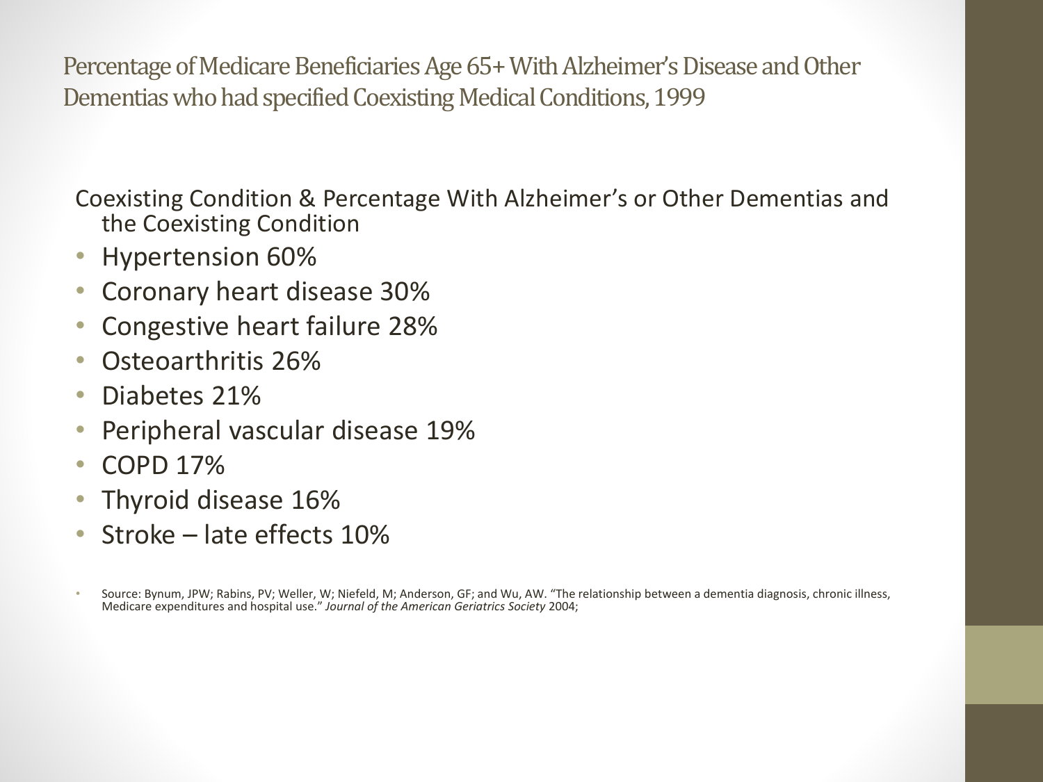## Percentage of Medicare Beneficiaries Age 65+ With Alzheimer's Disease and Other Dementias who had specified Coexisting Medical Conditions, 1999

Coexisting Condition & Percentage With Alzheimer's or Other Dementias and the Coexisting Condition

- Hypertension 60%
- Coronary heart disease 30%
- Congestive heart failure 28%
- Osteoarthritis 26%
- Diabetes 21%
- Peripheral vascular disease 19%
- COPD 17%
- Thyroid disease 16%
- Stroke – late effects 10%

- Source: Bynum, JPW; Rabins, PV; Weller, W; Niefeld, M; Anderson, GF; and Wu, AW. "The relationship between a dementia diagnosis, chronic illness, Medicare expenditures and hospital use." *Journal of the American Geriatrics Society* 2004;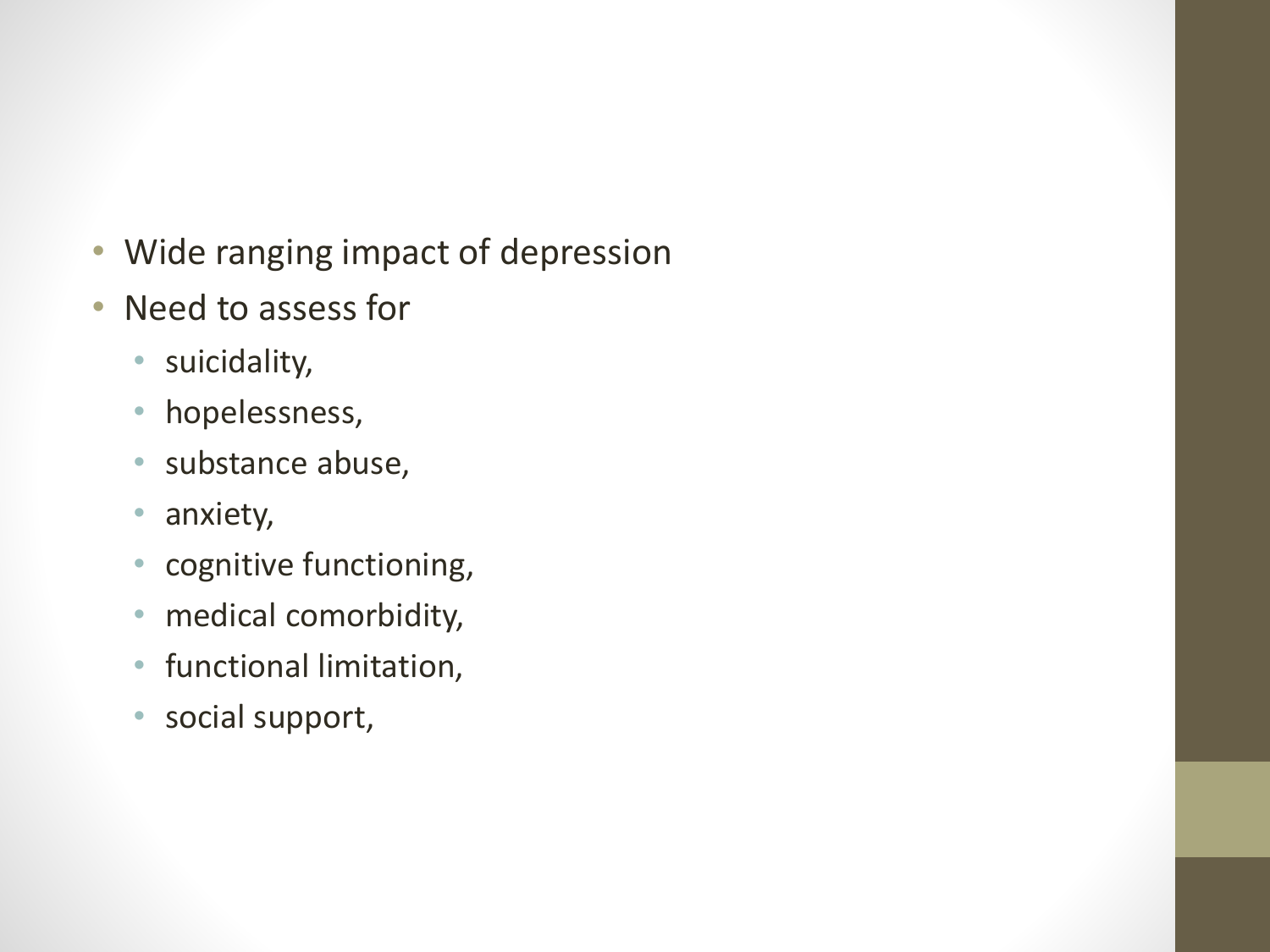- Wide ranging impact of depression
- Need to assess for
  - suicidality,
  - hopelessness,
  - substance abuse,
  - anxiety,
  - cognitive functioning,
  - medical comorbidity,
  - functional limitation,
  - social support,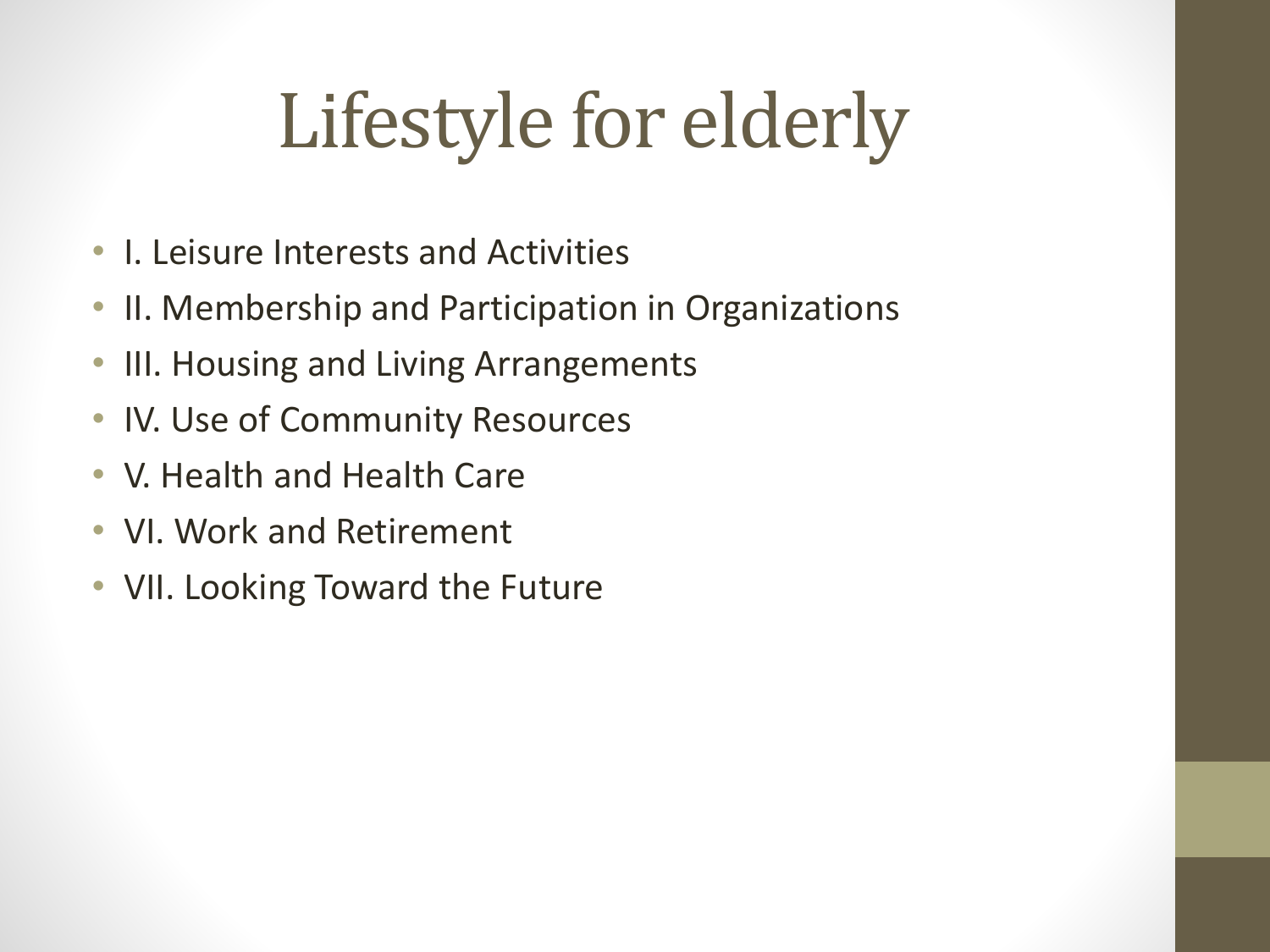# Lifestyle for elderly

- I. Leisure Interests and Activities
- II. Membership and Participation in Organizations
- III. Housing and Living Arrangements
- IV. Use of Community Resources
- V. Health and Health Care
- VI. Work and Retirement
- VII. Looking Toward the Future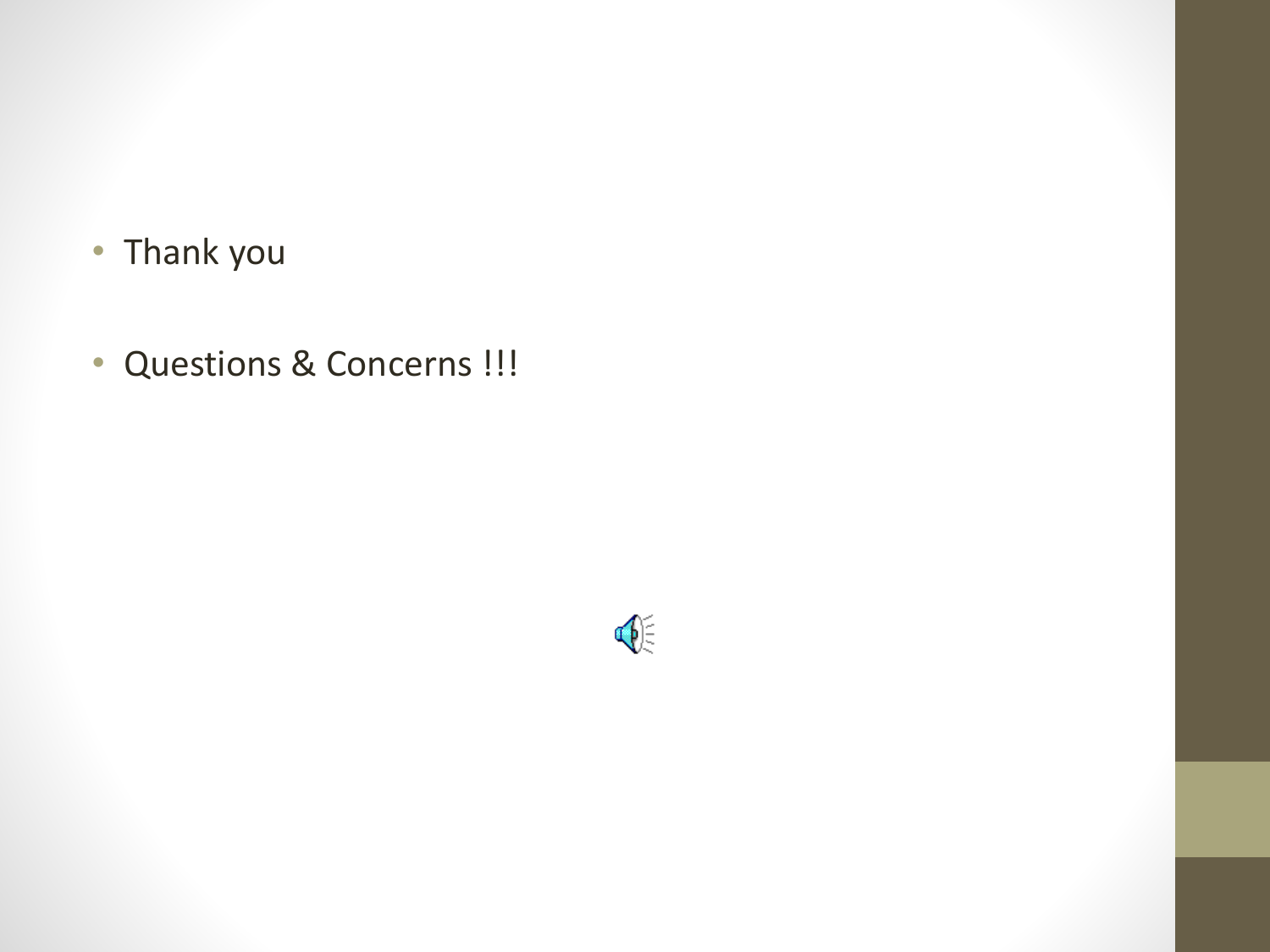- Thank you
- Questions & Concerns !!!